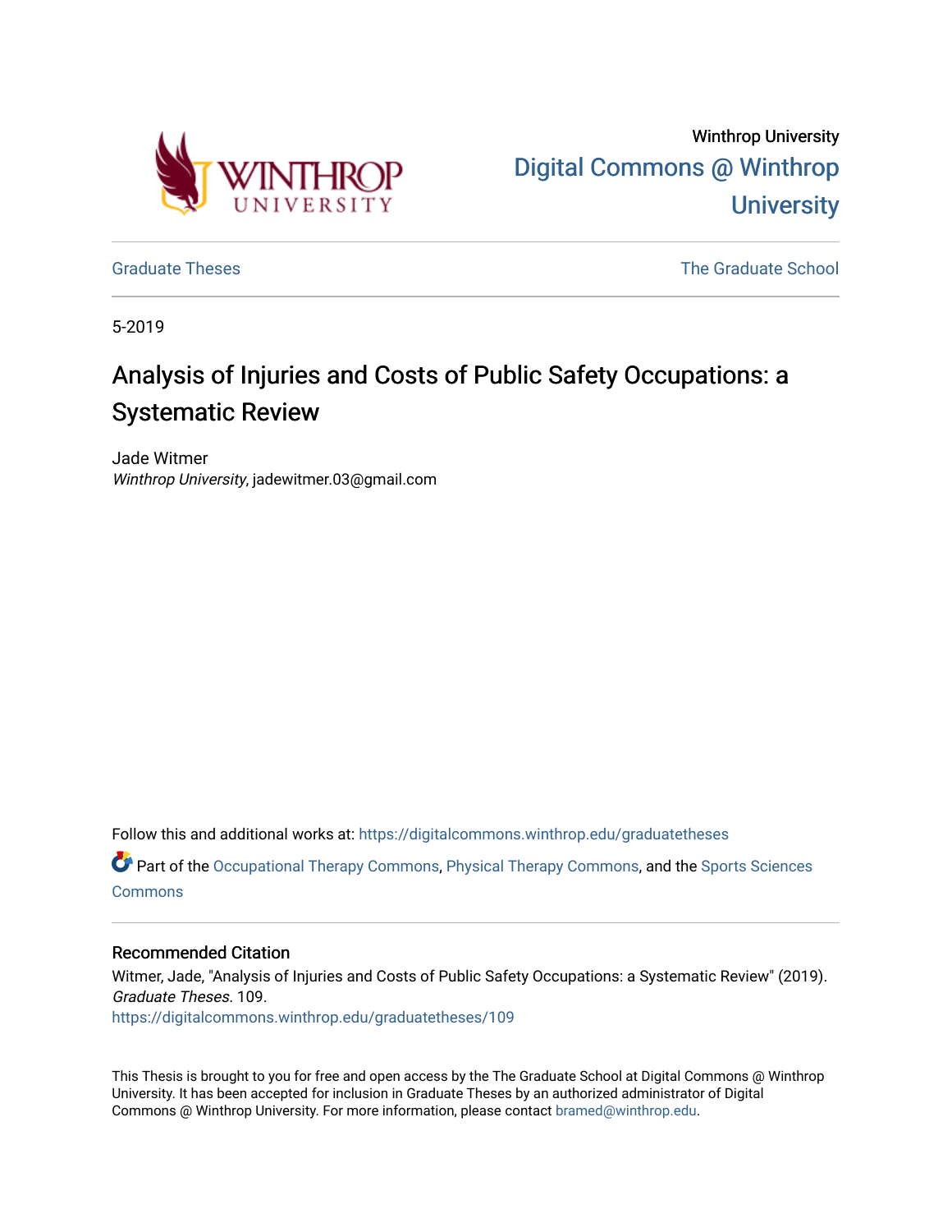Winthrop University

Digital Commons @ Winthrop University

Graduate Theses

The Graduate School

5-2019

# Analysis of Injuries and Costs of Public Safety Occupations: a Systematic Review

Jade Witmer
*Winthrop University*, jadewitmer.03@gmail.com

Follow this and additional works at: https://digitalcommons.winthrop.edu/graduatetheses

Part of the Occupational Therapy Commons, Physical Therapy Commons, and the Sports Sciences Commons

## Recommended Citation

Witmer, Jade, "Analysis of Injuries and Costs of Public Safety Occupations: a Systematic Review" (2019). *Graduate Theses*. 109.
https://digitalcommons.winthrop.edu/graduatetheses/109

This Thesis is brought to you for free and open access by the The Graduate School at Digital Commons @ Winthrop University. It has been accepted for inclusion in Graduate Theses by an authorized administrator of Digital Commons @ Winthrop University. For more information, please contact bramed@winthrop.edu.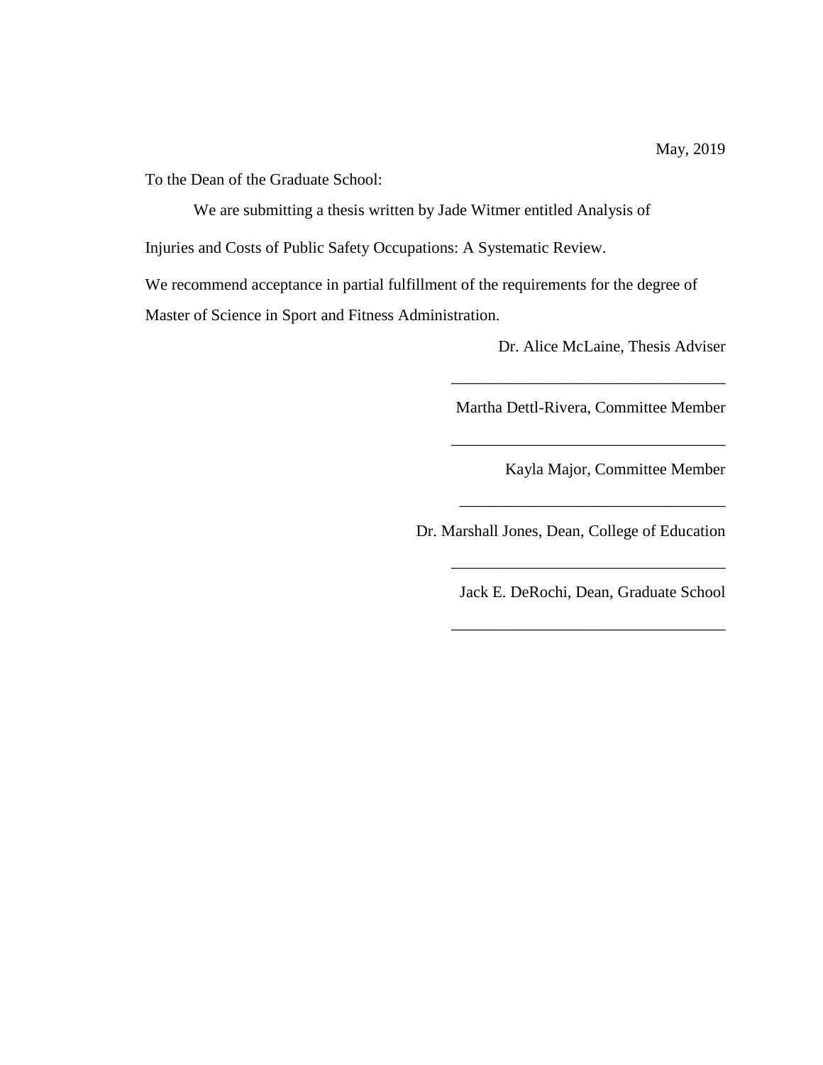May, 2019

To the Dean of the Graduate School:

We are submitting a thesis written by Jade Witmer entitled Analysis of Injuries and Costs of Public Safety Occupations: A Systematic Review.

We recommend acceptance in partial fulfillment of the requirements for the degree of Master of Science in Sport and Fitness Administration.

Dr. Alice McLaine, Thesis Adviser

_________________________________

Martha Dettl-Rivera, Committee Member

_________________________________

Kayla Major, Committee Member

_________________________________

Dr. Marshall Jones, Dean, College of Education

_________________________________

Jack E. DeRochi, Dean, Graduate School

_________________________________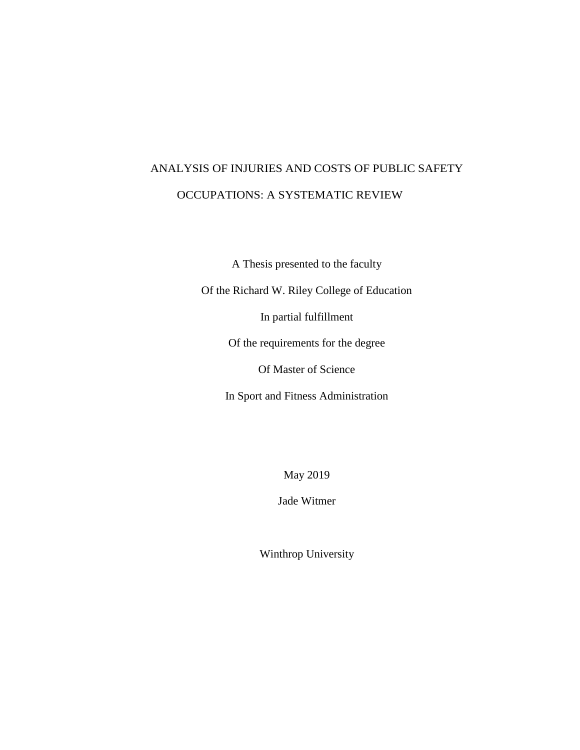# ANALYSIS OF INJURIES AND COSTS OF PUBLIC SAFETY OCCUPATIONS: A SYSTEMATIC REVIEW

A Thesis presented to the faculty

Of the Richard W. Riley College of Education

In partial fulfillment

Of the requirements for the degree

Of Master of Science

In Sport and Fitness Administration

May 2019

Jade Witmer

Winthrop University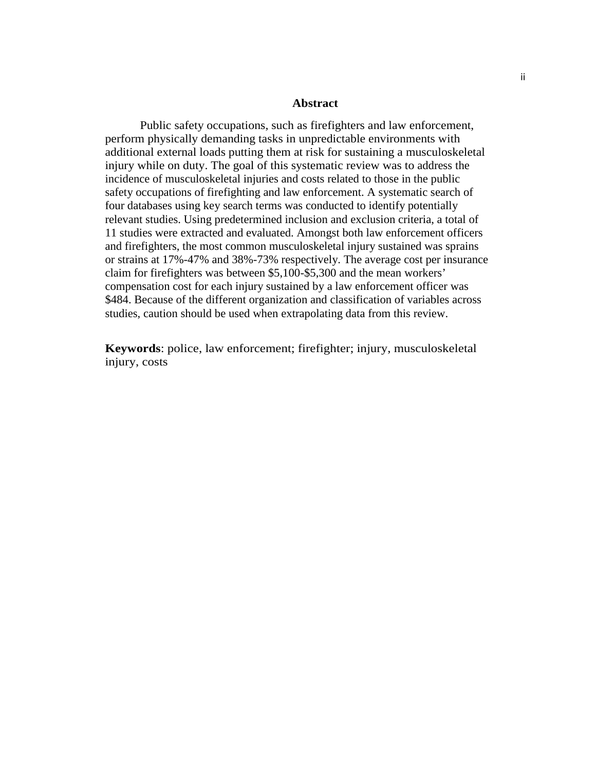## Abstract

Public safety occupations, such as firefighters and law enforcement, perform physically demanding tasks in unpredictable environments with additional external loads putting them at risk for sustaining a musculoskeletal injury while on duty. The goal of this systematic review was to address the incidence of musculoskeletal injuries and costs related to those in the public safety occupations of firefighting and law enforcement. A systematic search of four databases using key search terms was conducted to identify potentially relevant studies. Using predetermined inclusion and exclusion criteria, a total of 11 studies were extracted and evaluated. Amongst both law enforcement officers and firefighters, the most common musculoskeletal injury sustained was sprains or strains at 17%-47% and 38%-73% respectively. The average cost per insurance claim for firefighters was between $5,100-$5,300 and the mean workers' compensation cost for each injury sustained by a law enforcement officer was $484. Because of the different organization and classification of variables across studies, caution should be used when extrapolating data from this review.

**Keywords**: police, law enforcement; firefighter; injury, musculoskeletal injury, costs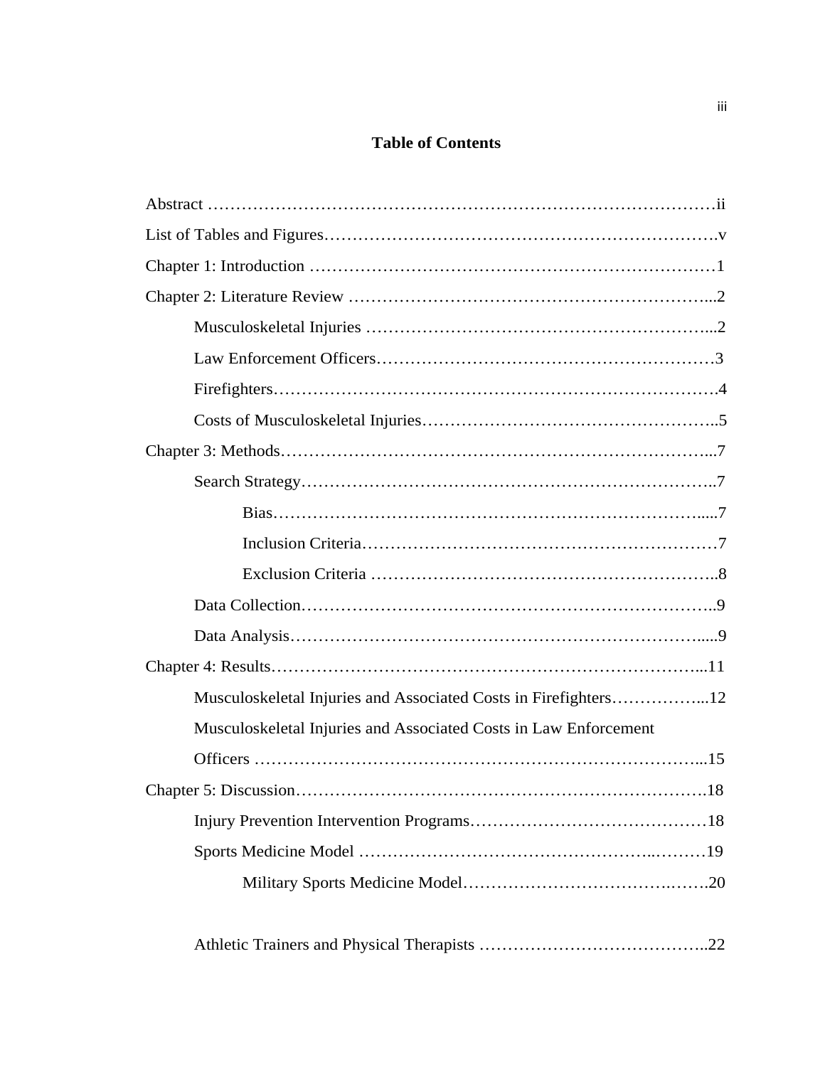# Table of Contents

Abstract ………………………………………………………………………………ii

List of Tables and Figures…………………………………………………………….v

Chapter 1: Introduction ………………………………………………………………1

Chapter 2: Literature Review ………………………………………………………...2

- Musculoskeletal Injuries …………………………………………………...2
- Law Enforcement Officers…………………………………………………3
- Firefighters…………………………………………………………………4
- Costs of Musculoskeletal Injuries…………………………………………..5

Chapter 3: Methods…………………………………………………………………...7

- Search Strategy……………………………………………………………..7
  - Bias…………………………………………………………………....7
  - Inclusion Criteria……………………………………………………7
  - Exclusion Criteria ……………………………………………………..8
- Data Collection……………………………………………………………..9
- Data Analysis……………………………………………………………....9

Chapter 4: Results……………………………………………………………………...11

- Musculoskeletal Injuries and Associated Costs in Firefighters……………...12
- Musculoskeletal Injuries and Associated Costs in Law Enforcement Officers ……………………………………………………………………...15

Chapter 5: Discussion……………………………………………………………….18

- Injury Prevention Intervention Programs……………………………………18
- Sports Medicine Model …………………………………………..………19
  - Military Sports Medicine Model……………………………….…….20
- Athletic Trainers and Physical Therapists …………………………………..22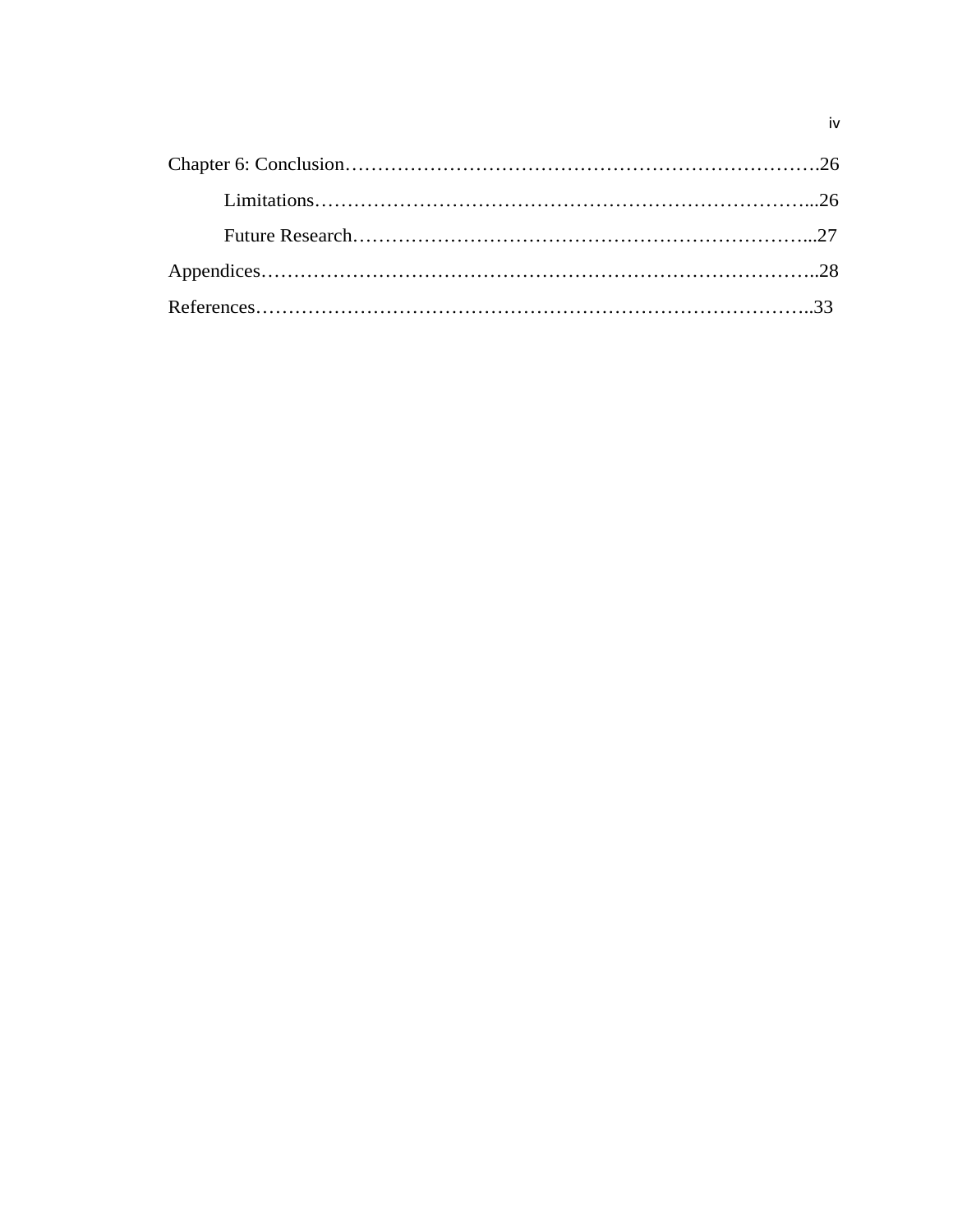Chapter 6: Conclusion……………………………………………………………….26

Limitations…………………………………………………………………...26

Future Research……………………………………………………………...27

Appendices…………………………………………………………………………..28

References…………………………………………………………………………..33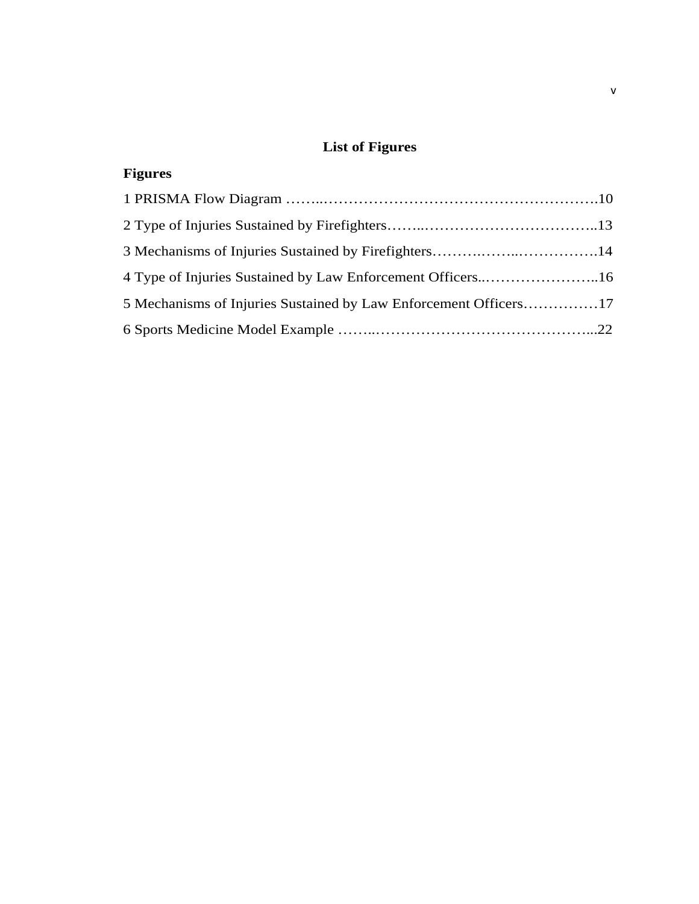# List of Figures

**Figures**

1 PRISMA Flow Diagram ……..……………………………………………….10

2 Type of Injuries Sustained by Firefighters……..……………………………..13

3 Mechanisms of Injuries Sustained by Firefighters…………..……..…………….14

4 Type of Injuries Sustained by Law Enforcement Officers..…………………..16

5 Mechanisms of Injuries Sustained by Law Enforcement Officers……………17

6 Sports Medicine Model Example ……..……………………………………...22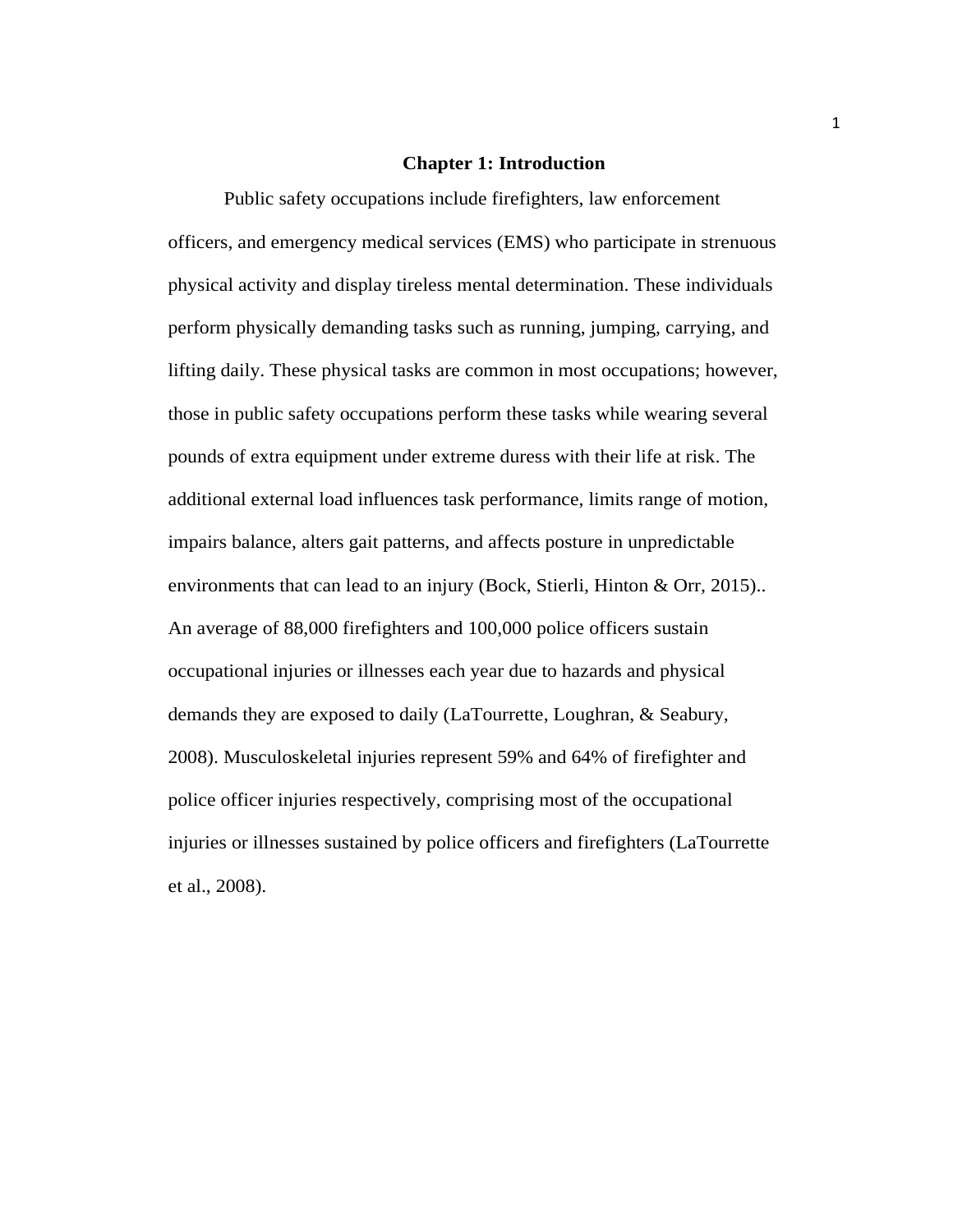# Chapter 1: Introduction

Public safety occupations include firefighters, law enforcement officers, and emergency medical services (EMS) who participate in strenuous physical activity and display tireless mental determination. These individuals perform physically demanding tasks such as running, jumping, carrying, and lifting daily. These physical tasks are common in most occupations; however, those in public safety occupations perform these tasks while wearing several pounds of extra equipment under extreme duress with their life at risk. The additional external load influences task performance, limits range of motion, impairs balance, alters gait patterns, and affects posture in unpredictable environments that can lead to an injury (Bock, Stierli, Hinton & Orr, 2015).. An average of 88,000 firefighters and 100,000 police officers sustain occupational injuries or illnesses each year due to hazards and physical demands they are exposed to daily (LaTourrette, Loughran, & Seabury, 2008). Musculoskeletal injuries represent 59% and 64% of firefighter and police officer injuries respectively, comprising most of the occupational injuries or illnesses sustained by police officers and firefighters (LaTourrette et al., 2008).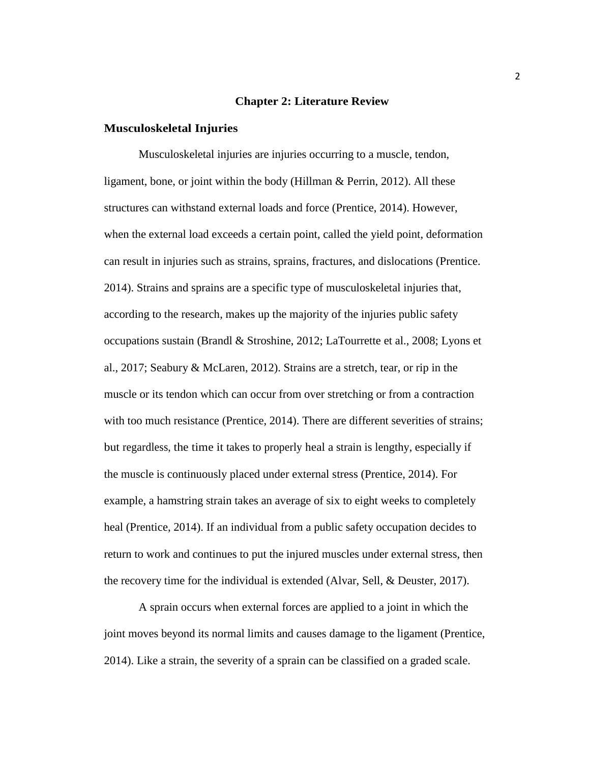# Chapter 2: Literature Review

## Musculoskeletal Injuries

Musculoskeletal injuries are injuries occurring to a muscle, tendon, ligament, bone, or joint within the body (Hillman & Perrin, 2012). All these structures can withstand external loads and force (Prentice, 2014). However, when the external load exceeds a certain point, called the yield point, deformation can result in injuries such as strains, sprains, fractures, and dislocations (Prentice. 2014). Strains and sprains are a specific type of musculoskeletal injuries that, according to the research, makes up the majority of the injuries public safety occupations sustain (Brandl & Stroshine, 2012; LaTourrette et al., 2008; Lyons et al., 2017; Seabury & McLaren, 2012). Strains are a stretch, tear, or rip in the muscle or its tendon which can occur from over stretching or from a contraction with too much resistance (Prentice, 2014). There are different severities of strains; but regardless, the time it takes to properly heal a strain is lengthy, especially if the muscle is continuously placed under external stress (Prentice, 2014). For example, a hamstring strain takes an average of six to eight weeks to completely heal (Prentice, 2014). If an individual from a public safety occupation decides to return to work and continues to put the injured muscles under external stress, then the recovery time for the individual is extended (Alvar, Sell, & Deuster, 2017).

A sprain occurs when external forces are applied to a joint in which the joint moves beyond its normal limits and causes damage to the ligament (Prentice, 2014). Like a strain, the severity of a sprain can be classified on a graded scale.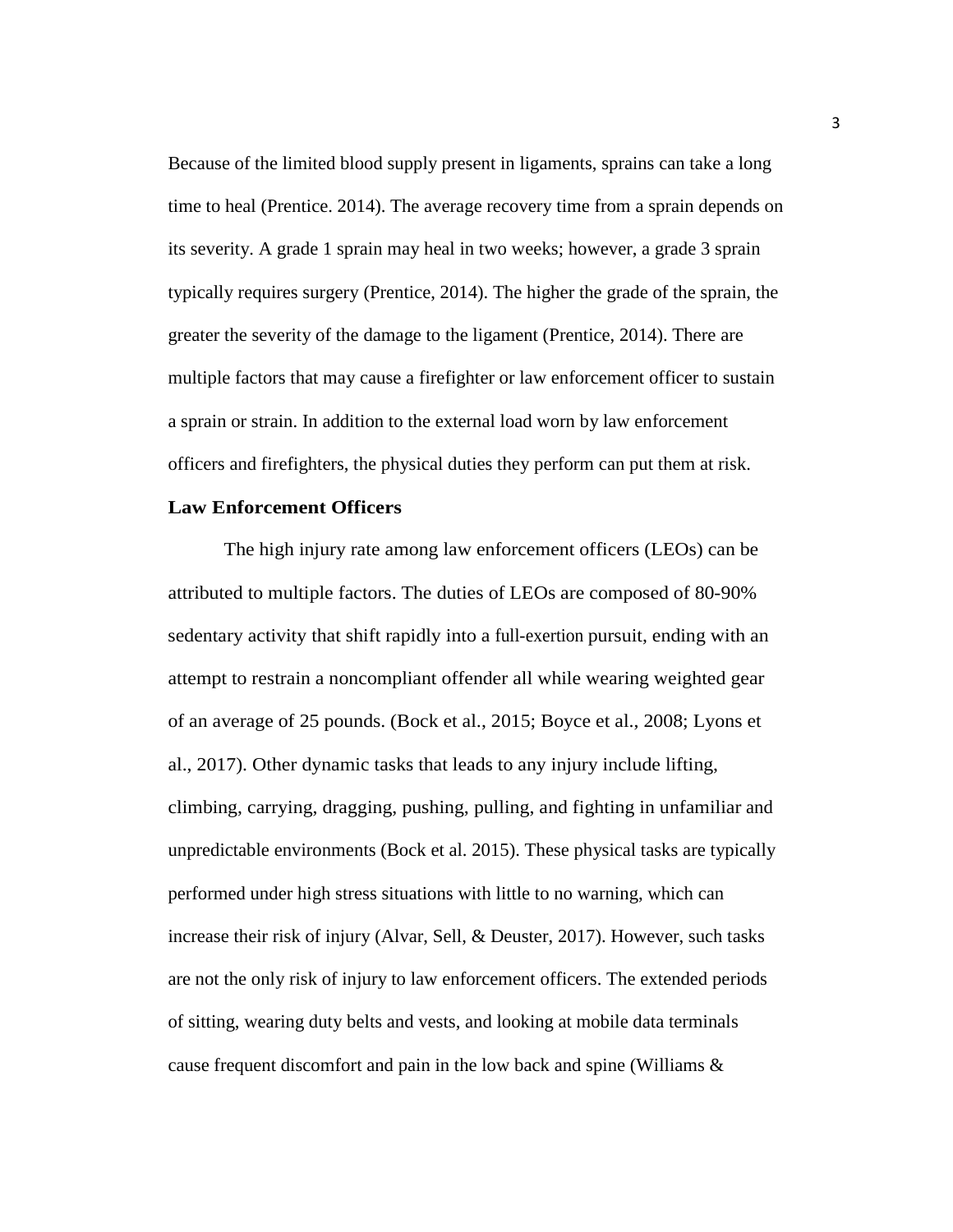Because of the limited blood supply present in ligaments, sprains can take a long time to heal (Prentice. 2014). The average recovery time from a sprain depends on its severity. A grade 1 sprain may heal in two weeks; however, a grade 3 sprain typically requires surgery (Prentice, 2014). The higher the grade of the sprain, the greater the severity of the damage to the ligament (Prentice, 2014). There are multiple factors that may cause a firefighter or law enforcement officer to sustain a sprain or strain. In addition to the external load worn by law enforcement officers and firefighters, the physical duties they perform can put them at risk.

**Law Enforcement Officers**

The high injury rate among law enforcement officers (LEOs) can be attributed to multiple factors. The duties of LEOs are composed of 80-90% sedentary activity that shift rapidly into a full-exertion pursuit, ending with an attempt to restrain a noncompliant offender all while wearing weighted gear of an average of 25 pounds. (Bock et al., 2015; Boyce et al., 2008; Lyons et al., 2017). Other dynamic tasks that leads to any injury include lifting, climbing, carrying, dragging, pushing, pulling, and fighting in unfamiliar and unpredictable environments (Bock et al. 2015). These physical tasks are typically performed under high stress situations with little to no warning, which can increase their risk of injury (Alvar, Sell, & Deuster, 2017). However, such tasks are not the only risk of injury to law enforcement officers. The extended periods of sitting, wearing duty belts and vests, and looking at mobile data terminals cause frequent discomfort and pain in the low back and spine (Williams &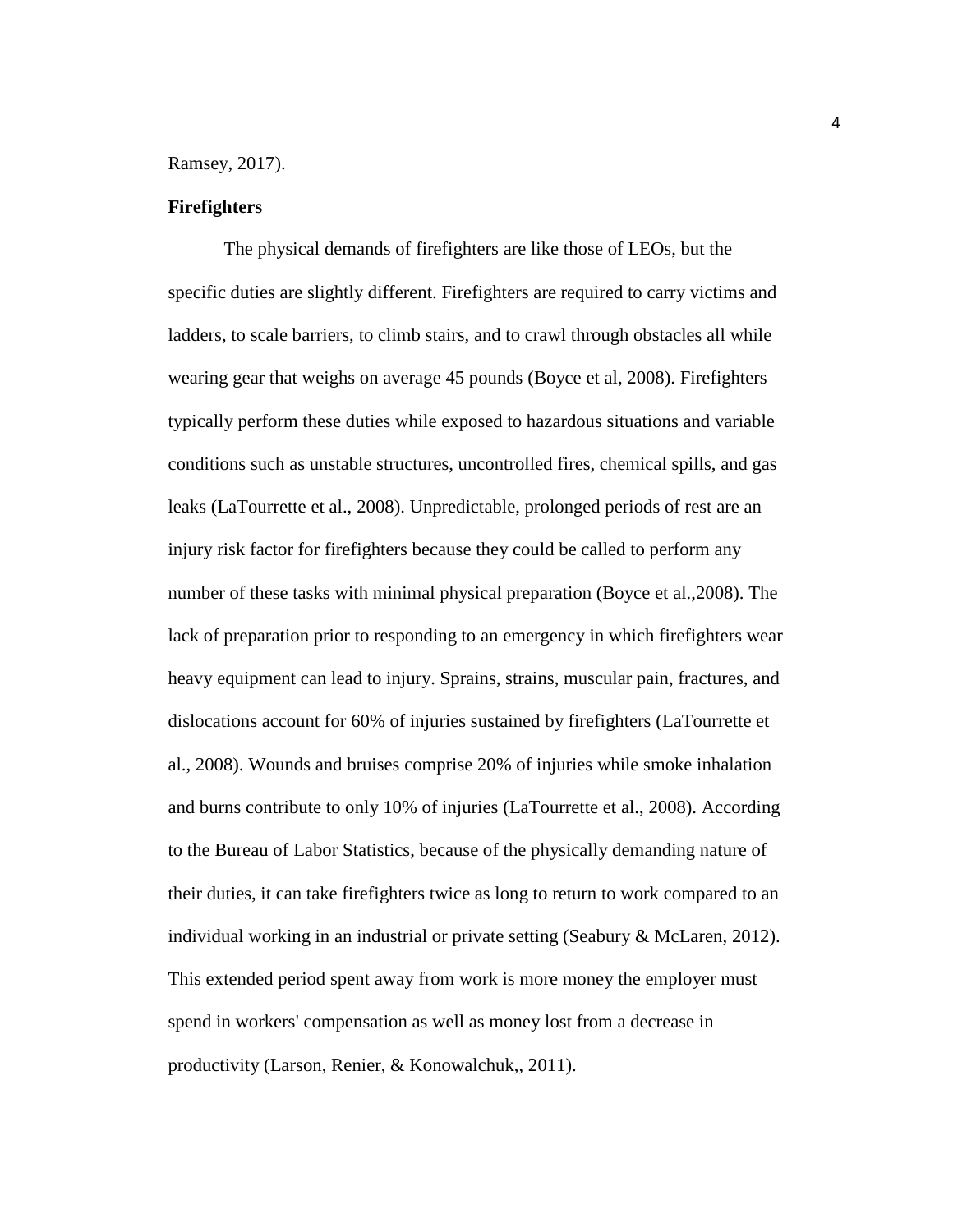Ramsey, 2017).

**Firefighters**

The physical demands of firefighters are like those of LEOs, but the specific duties are slightly different. Firefighters are required to carry victims and ladders, to scale barriers, to climb stairs, and to crawl through obstacles all while wearing gear that weighs on average 45 pounds (Boyce et al, 2008). Firefighters typically perform these duties while exposed to hazardous situations and variable conditions such as unstable structures, uncontrolled fires, chemical spills, and gas leaks (LaTourrette et al., 2008). Unpredictable, prolonged periods of rest are an injury risk factor for firefighters because they could be called to perform any number of these tasks with minimal physical preparation (Boyce et al.,2008). The lack of preparation prior to responding to an emergency in which firefighters wear heavy equipment can lead to injury. Sprains, strains, muscular pain, fractures, and dislocations account for 60% of injuries sustained by firefighters (LaTourrette et al., 2008). Wounds and bruises comprise 20% of injuries while smoke inhalation and burns contribute to only 10% of injuries (LaTourrette et al., 2008). According to the Bureau of Labor Statistics, because of the physically demanding nature of their duties, it can take firefighters twice as long to return to work compared to an individual working in an industrial or private setting (Seabury & McLaren, 2012). This extended period spent away from work is more money the employer must spend in workers' compensation as well as money lost from a decrease in productivity (Larson, Renier, & Konowalchuk,, 2011).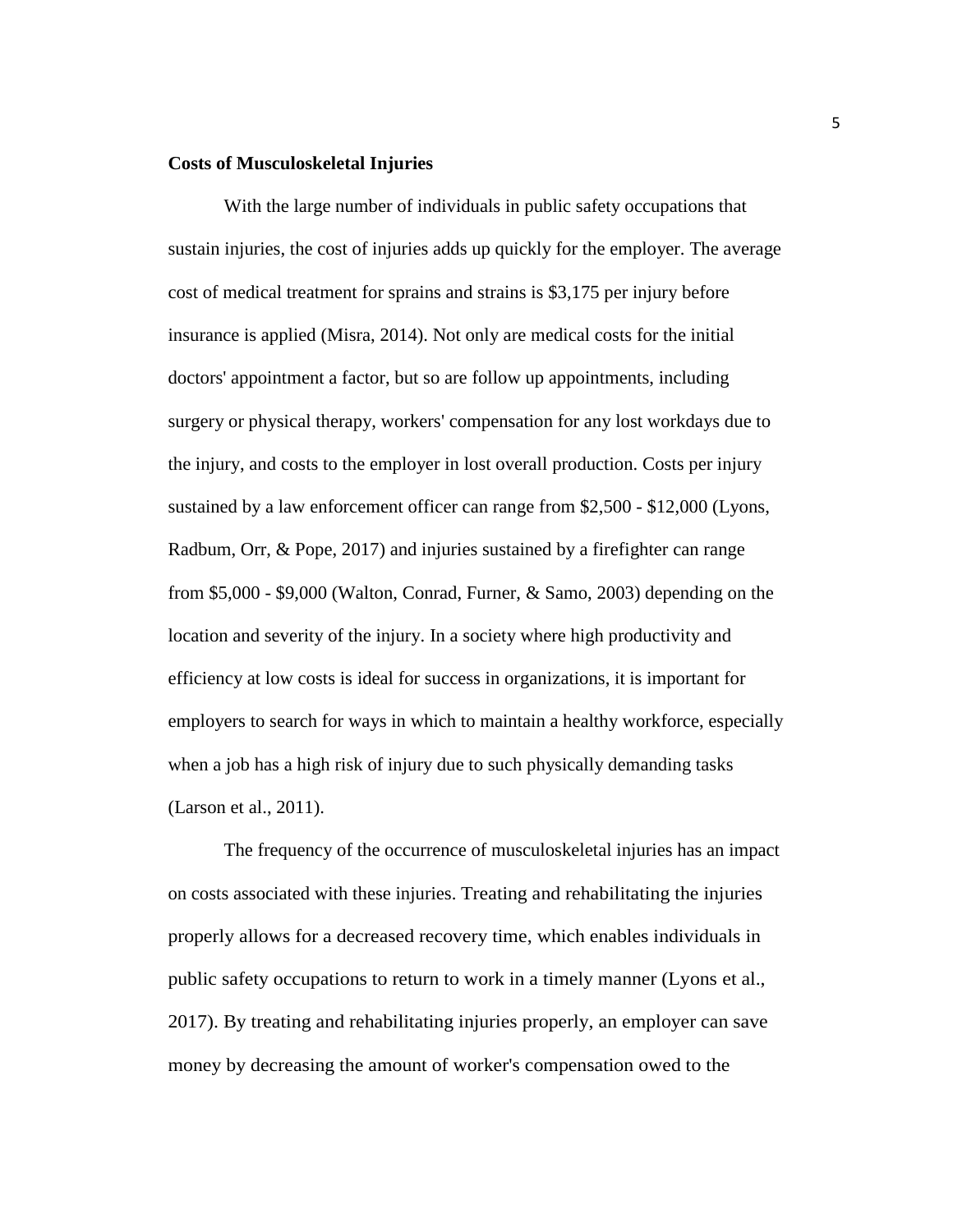**Costs of Musculoskeletal Injuries**

With the large number of individuals in public safety occupations that sustain injuries, the cost of injuries adds up quickly for the employer. The average cost of medical treatment for sprains and strains is $3,175 per injury before insurance is applied (Misra, 2014). Not only are medical costs for the initial doctors' appointment a factor, but so are follow up appointments, including surgery or physical therapy, workers' compensation for any lost workdays due to the injury, and costs to the employer in lost overall production. Costs per injury sustained by a law enforcement officer can range from $2,500 - $12,000 (Lyons, Radbum, Orr, & Pope, 2017) and injuries sustained by a firefighter can range from $5,000 - $9,000 (Walton, Conrad, Furner, & Samo, 2003) depending on the location and severity of the injury. In a society where high productivity and efficiency at low costs is ideal for success in organizations, it is important for employers to search for ways in which to maintain a healthy workforce, especially when a job has a high risk of injury due to such physically demanding tasks (Larson et al., 2011).

The frequency of the occurrence of musculoskeletal injuries has an impact on costs associated with these injuries. Treating and rehabilitating the injuries properly allows for a decreased recovery time, which enables individuals in public safety occupations to return to work in a timely manner (Lyons et al., 2017). By treating and rehabilitating injuries properly, an employer can save money by decreasing the amount of worker's compensation owed to the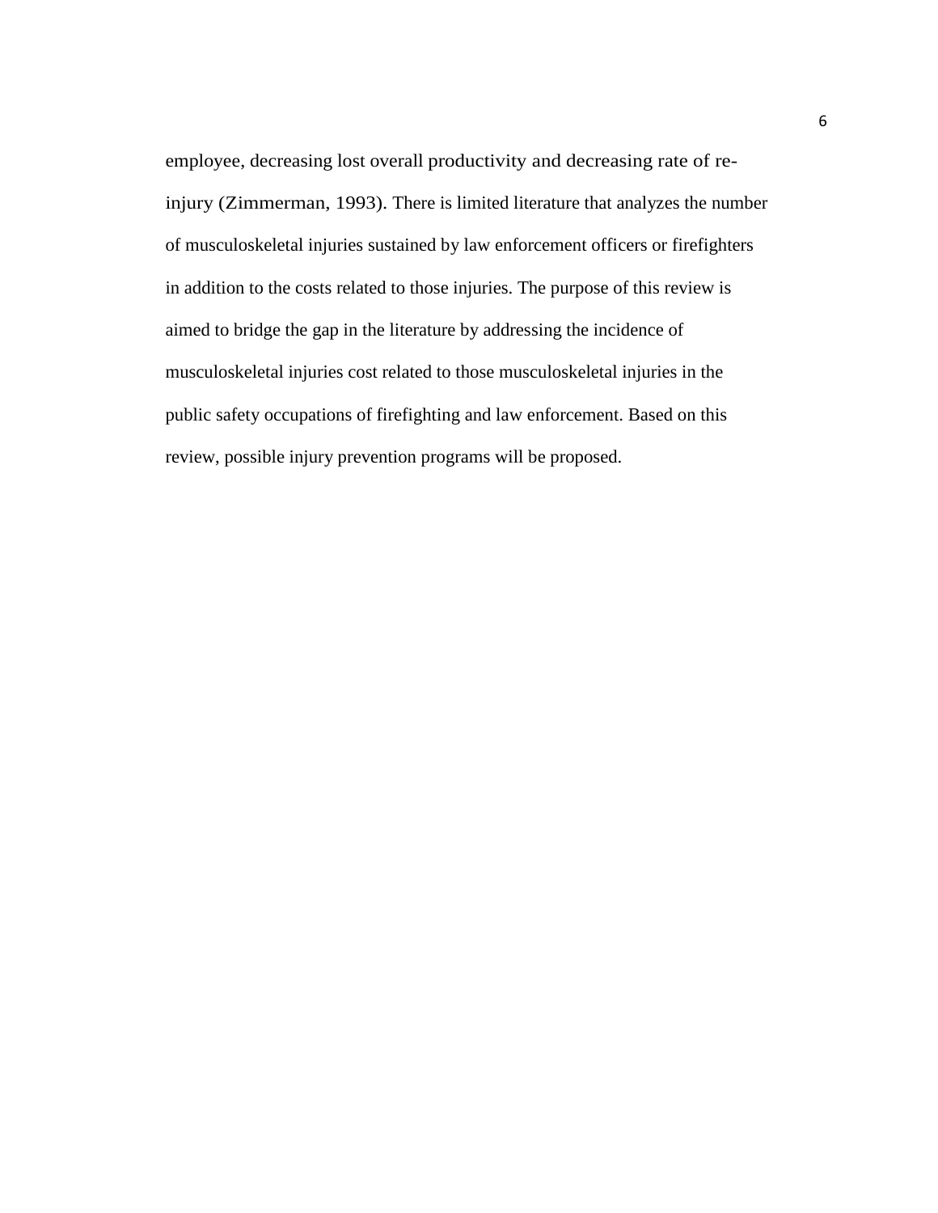employee, decreasing lost overall productivity and decreasing rate of re-injury (Zimmerman, 1993). There is limited literature that analyzes the number of musculoskeletal injuries sustained by law enforcement officers or firefighters in addition to the costs related to those injuries. The purpose of this review is aimed to bridge the gap in the literature by addressing the incidence of musculoskeletal injuries cost related to those musculoskeletal injuries in the public safety occupations of firefighting and law enforcement. Based on this review, possible injury prevention programs will be proposed.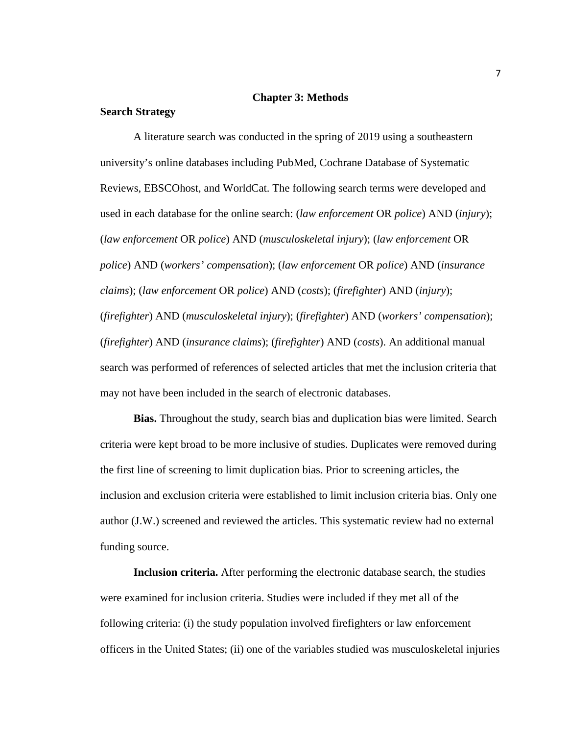# Chapter 3: Methods

## Search Strategy

A literature search was conducted in the spring of 2019 using a southeastern university's online databases including PubMed, Cochrane Database of Systematic Reviews, EBSCOhost, and WorldCat. The following search terms were developed and used in each database for the online search: (*law enforcement* OR *police*) AND (*injury*); (*law enforcement* OR *police*) AND (*musculoskeletal injury*); (*law enforcement* OR *police*) AND (*workers' compensation*); (*law enforcement* OR *police*) AND (*insurance claims*); (*law enforcement* OR *police*) AND (*costs*); (*firefighter*) AND (*injury*); (*firefighter*) AND (*musculoskeletal injury*); (*firefighter*) AND (*workers' compensation*); (*firefighter*) AND (*insurance claims*); (*firefighter*) AND (*costs*). An additional manual search was performed of references of selected articles that met the inclusion criteria that may not have been included in the search of electronic databases.

**Bias.** Throughout the study, search bias and duplication bias were limited. Search criteria were kept broad to be more inclusive of studies. Duplicates were removed during the first line of screening to limit duplication bias. Prior to screening articles, the inclusion and exclusion criteria were established to limit inclusion criteria bias. Only one author (J.W.) screened and reviewed the articles. This systematic review had no external funding source.

**Inclusion criteria.** After performing the electronic database search, the studies were examined for inclusion criteria. Studies were included if they met all of the following criteria: (i) the study population involved firefighters or law enforcement officers in the United States; (ii) one of the variables studied was musculoskeletal injuries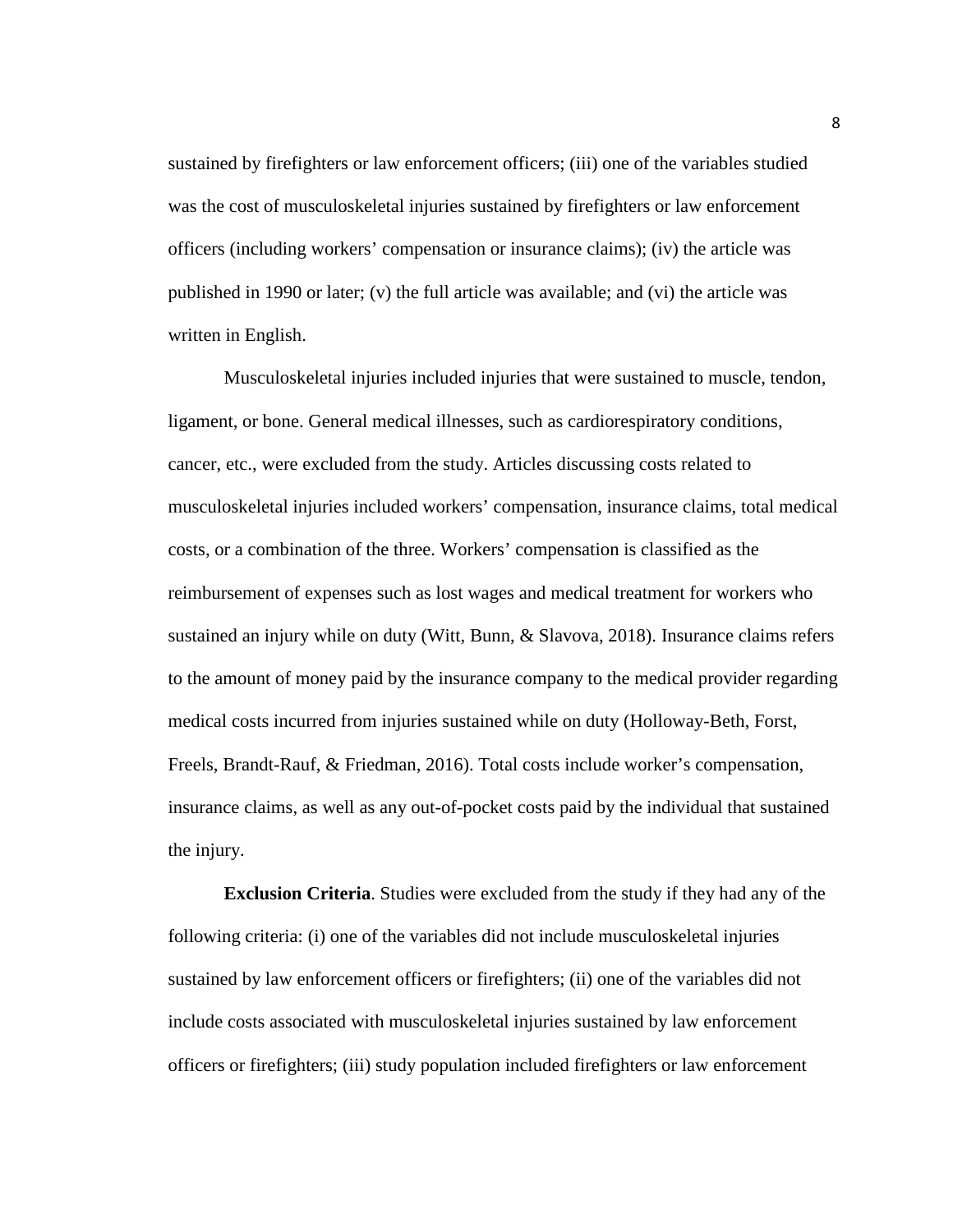sustained by firefighters or law enforcement officers; (iii) one of the variables studied was the cost of musculoskeletal injuries sustained by firefighters or law enforcement officers (including workers' compensation or insurance claims); (iv) the article was published in 1990 or later; (v) the full article was available; and (vi) the article was written in English.

Musculoskeletal injuries included injuries that were sustained to muscle, tendon, ligament, or bone. General medical illnesses, such as cardiorespiratory conditions, cancer, etc., were excluded from the study. Articles discussing costs related to musculoskeletal injuries included workers' compensation, insurance claims, total medical costs, or a combination of the three. Workers' compensation is classified as the reimbursement of expenses such as lost wages and medical treatment for workers who sustained an injury while on duty (Witt, Bunn, & Slavova, 2018). Insurance claims refers to the amount of money paid by the insurance company to the medical provider regarding medical costs incurred from injuries sustained while on duty (Holloway-Beth, Forst, Freels, Brandt-Rauf, & Friedman, 2016). Total costs include worker's compensation, insurance claims, as well as any out-of-pocket costs paid by the individual that sustained the injury.

**Exclusion Criteria**. Studies were excluded from the study if they had any of the following criteria: (i) one of the variables did not include musculoskeletal injuries sustained by law enforcement officers or firefighters; (ii) one of the variables did not include costs associated with musculoskeletal injuries sustained by law enforcement officers or firefighters; (iii) study population included firefighters or law enforcement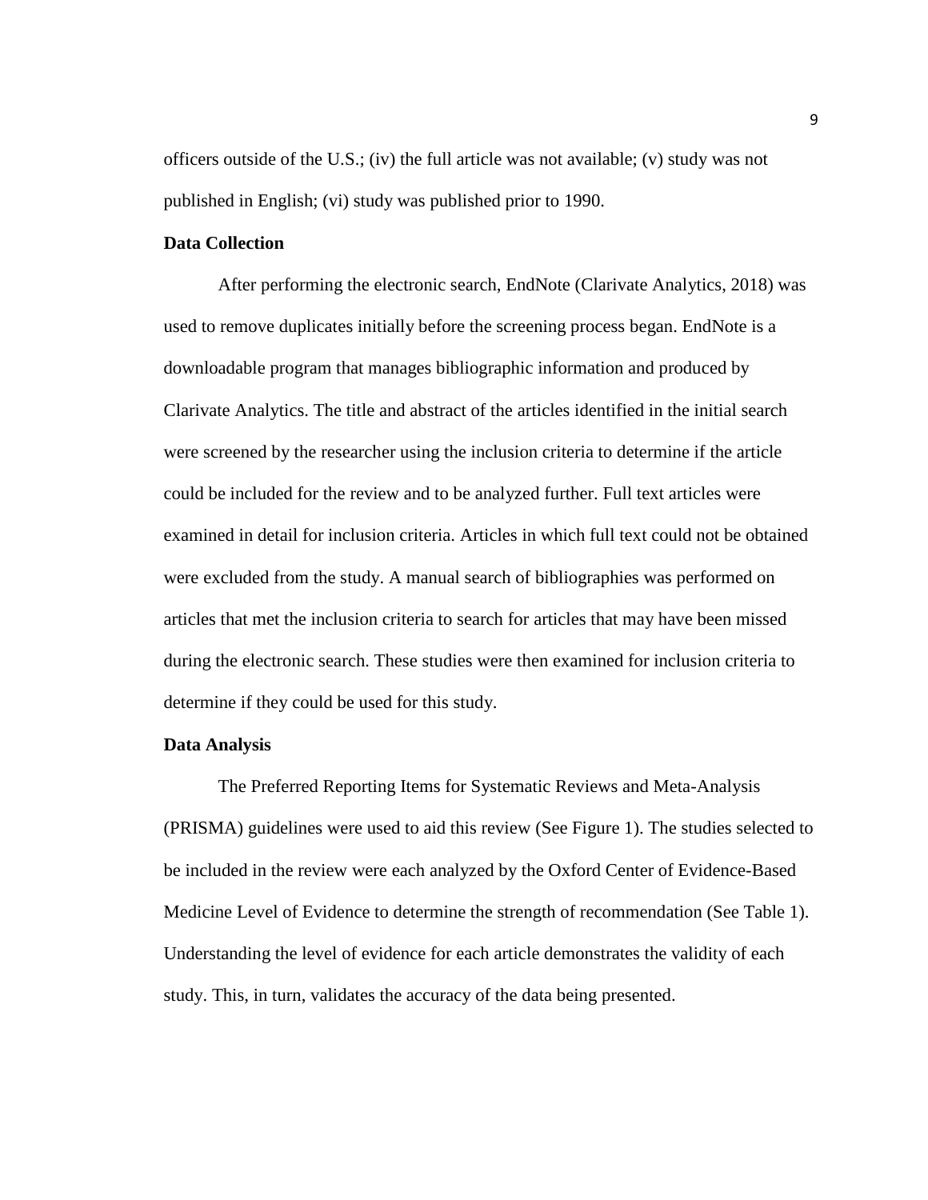officers outside of the U.S.; (iv) the full article was not available; (v) study was not published in English; (vi) study was published prior to 1990.

**Data Collection**

After performing the electronic search, EndNote (Clarivate Analytics, 2018) was used to remove duplicates initially before the screening process began. EndNote is a downloadable program that manages bibliographic information and produced by Clarivate Analytics. The title and abstract of the articles identified in the initial search were screened by the researcher using the inclusion criteria to determine if the article could be included for the review and to be analyzed further. Full text articles were examined in detail for inclusion criteria. Articles in which full text could not be obtained were excluded from the study. A manual search of bibliographies was performed on articles that met the inclusion criteria to search for articles that may have been missed during the electronic search. These studies were then examined for inclusion criteria to determine if they could be used for this study.

**Data Analysis**

The Preferred Reporting Items for Systematic Reviews and Meta-Analysis (PRISMA) guidelines were used to aid this review (See Figure 1). The studies selected to be included in the review were each analyzed by the Oxford Center of Evidence-Based Medicine Level of Evidence to determine the strength of recommendation (See Table 1). Understanding the level of evidence for each article demonstrates the validity of each study. This, in turn, validates the accuracy of the data being presented.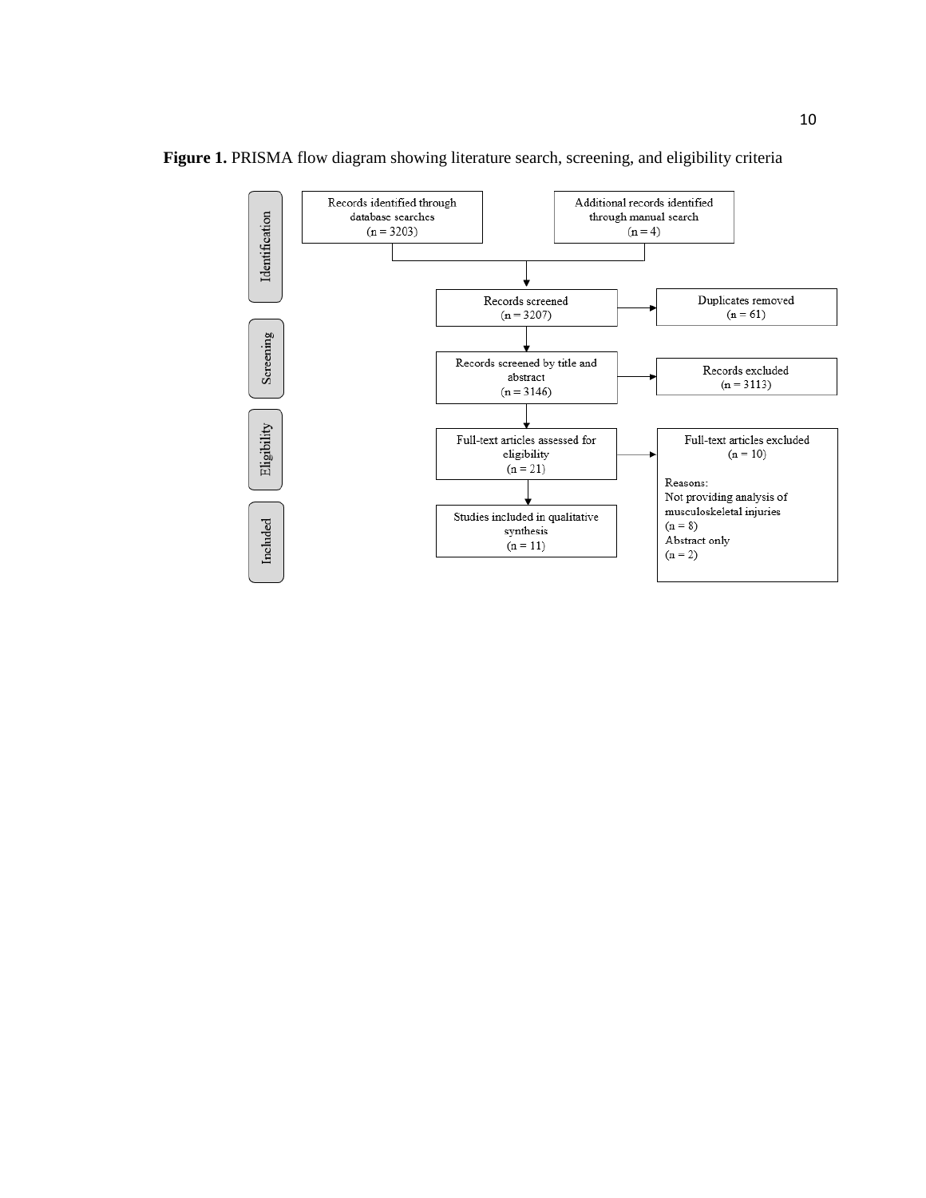**Figure 1.** PRISMA flow diagram showing literature search, screening, and eligibility criteria

**Identification**

- Records identified through database searches (n = 3203)
- Additional records identified through manual search (n = 4)

**Screening**

- Records screened (n = 3207) → Duplicates removed (n = 61)
- Records screened by title and abstract (n = 3146) → Records excluded (n = 3113)

**Eligibility**

- Full-text articles assessed for eligibility (n = 21) → Full-text articles excluded (n = 10)
  - Reasons:
    - Not providing analysis of musculoskeletal injuries (n = 8)
    - Abstract only (n = 2)

**Included**

- Studies included in qualitative synthesis (n = 11)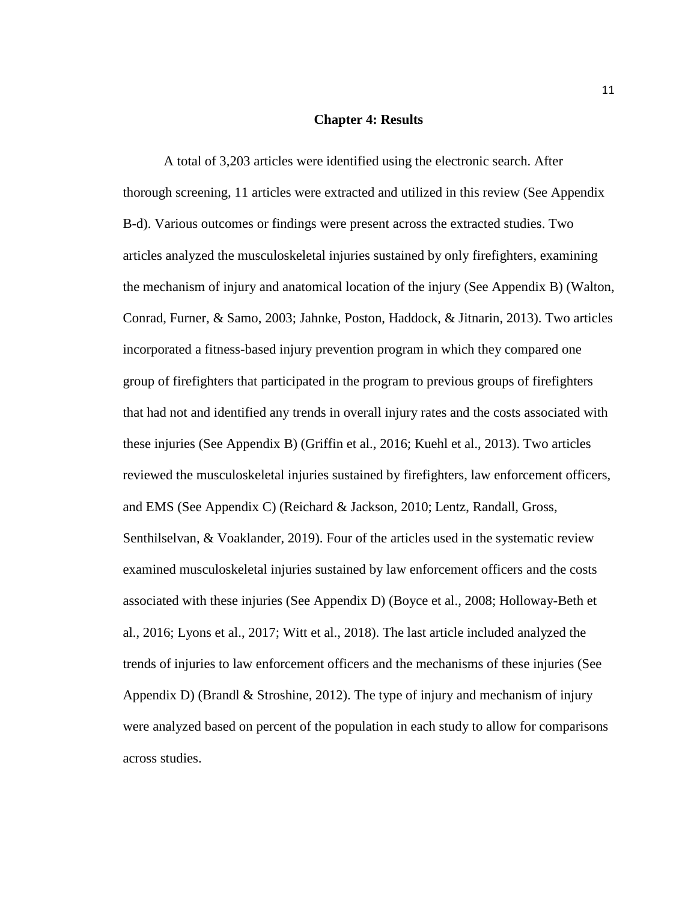# Chapter 4: Results

A total of 3,203 articles were identified using the electronic search. After thorough screening, 11 articles were extracted and utilized in this review (See Appendix B-d). Various outcomes or findings were present across the extracted studies. Two articles analyzed the musculoskeletal injuries sustained by only firefighters, examining the mechanism of injury and anatomical location of the injury (See Appendix B) (Walton, Conrad, Furner, & Samo, 2003; Jahnke, Poston, Haddock, & Jitnarin, 2013). Two articles incorporated a fitness-based injury prevention program in which they compared one group of firefighters that participated in the program to previous groups of firefighters that had not and identified any trends in overall injury rates and the costs associated with these injuries (See Appendix B) (Griffin et al., 2016; Kuehl et al., 2013). Two articles reviewed the musculoskeletal injuries sustained by firefighters, law enforcement officers, and EMS (See Appendix C) (Reichard & Jackson, 2010; Lentz, Randall, Gross, Senthilselvan, & Voaklander, 2019). Four of the articles used in the systematic review examined musculoskeletal injuries sustained by law enforcement officers and the costs associated with these injuries (See Appendix D) (Boyce et al., 2008; Holloway-Beth et al., 2016; Lyons et al., 2017; Witt et al., 2018). The last article included analyzed the trends of injuries to law enforcement officers and the mechanisms of these injuries (See Appendix D) (Brandl & Stroshine, 2012). The type of injury and mechanism of injury were analyzed based on percent of the population in each study to allow for comparisons across studies.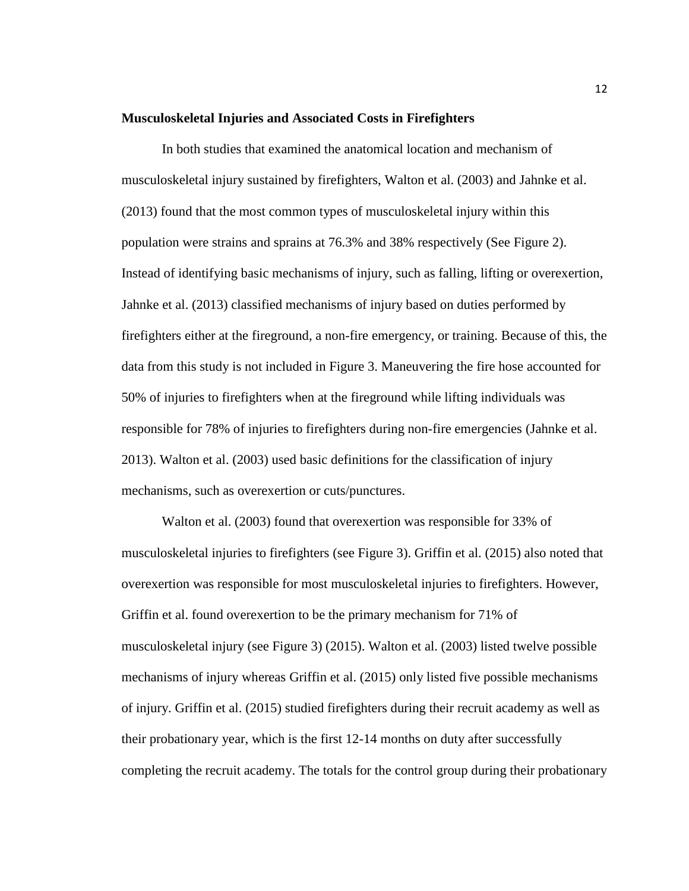**Musculoskeletal Injuries and Associated Costs in Firefighters**

In both studies that examined the anatomical location and mechanism of musculoskeletal injury sustained by firefighters, Walton et al. (2003) and Jahnke et al. (2013) found that the most common types of musculoskeletal injury within this population were strains and sprains at 76.3% and 38% respectively (See Figure 2). Instead of identifying basic mechanisms of injury, such as falling, lifting or overexertion, Jahnke et al. (2013) classified mechanisms of injury based on duties performed by firefighters either at the fireground, a non-fire emergency, or training. Because of this, the data from this study is not included in Figure 3. Maneuvering the fire hose accounted for 50% of injuries to firefighters when at the fireground while lifting individuals was responsible for 78% of injuries to firefighters during non-fire emergencies (Jahnke et al. 2013). Walton et al. (2003) used basic definitions for the classification of injury mechanisms, such as overexertion or cuts/punctures.

Walton et al. (2003) found that overexertion was responsible for 33% of musculoskeletal injuries to firefighters (see Figure 3). Griffin et al. (2015) also noted that overexertion was responsible for most musculoskeletal injuries to firefighters. However, Griffin et al. found overexertion to be the primary mechanism for 71% of musculoskeletal injury (see Figure 3) (2015). Walton et al. (2003) listed twelve possible mechanisms of injury whereas Griffin et al. (2015) only listed five possible mechanisms of injury. Griffin et al. (2015) studied firefighters during their recruit academy as well as their probationary year, which is the first 12-14 months on duty after successfully completing the recruit academy. The totals for the control group during their probationary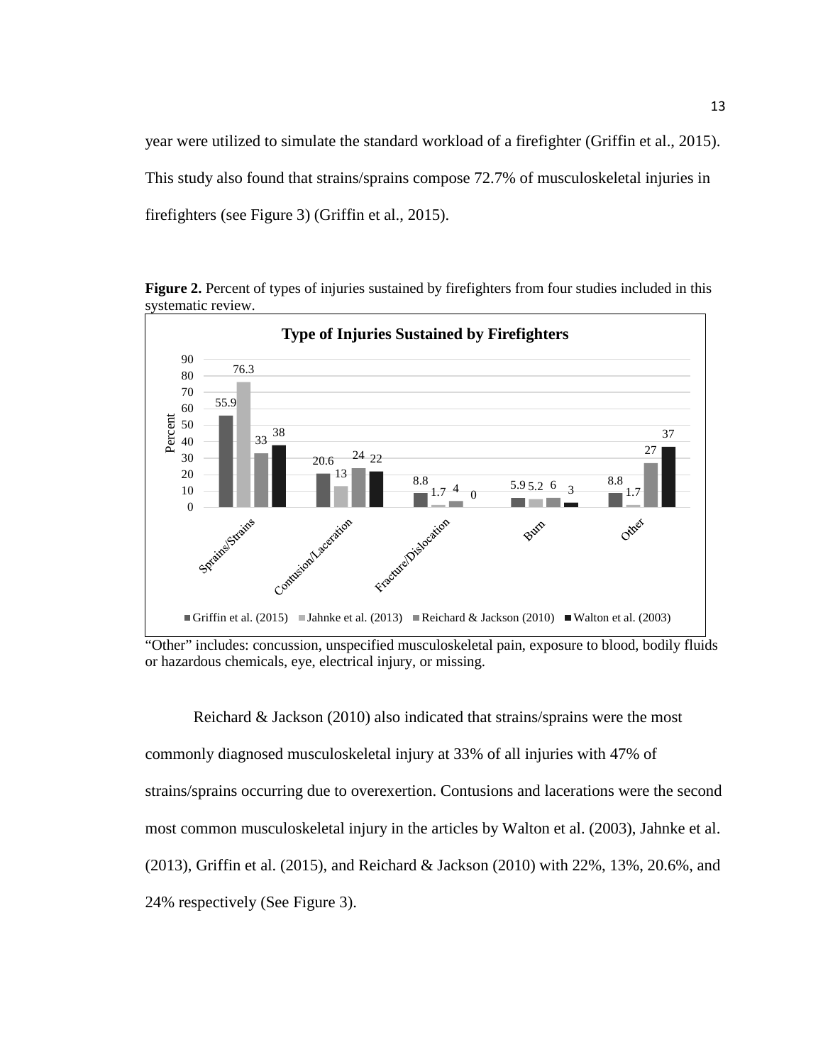year were utilized to simulate the standard workload of a firefighter (Griffin et al., 2015). This study also found that strains/sprains compose 72.7% of musculoskeletal injuries in firefighters (see Figure 3) (Griffin et al., 2015).

**Figure 2.** Percent of types of injuries sustained by firefighters from four studies included in this systematic review.

**Type of Injuries Sustained by Firefighters**

| Percent | Griffin et al. (2015) | Jahnke et al. (2013) | Reichard & Jackson (2010) | Walton et al. (2003) |
|---|---|---|---|---|
| Sprains/Strains | 55.9 | 76.3 | 33 | 38 |
| Contusion/Laceration | 20.6 | 13 | 24 | 22 |
| Fracture/Dislocation | 8.8 | 1.7 | 4 | 0 |
| Burn | 5.9 | 5.2 | 6 | 3 |
| Other | 8.8 | 1.7 | 27 | 37 |

"Other" includes: concussion, unspecified musculoskeletal pain, exposure to blood, bodily fluids or hazardous chemicals, eye, electrical injury, or missing.

Reichard & Jackson (2010) also indicated that strains/sprains were the most commonly diagnosed musculoskeletal injury at 33% of all injuries with 47% of strains/sprains occurring due to overexertion. Contusions and lacerations were the second most common musculoskeletal injury in the articles by Walton et al. (2003), Jahnke et al. (2013), Griffin et al. (2015), and Reichard & Jackson (2010) with 22%, 13%, 20.6%, and 24% respectively (See Figure 3).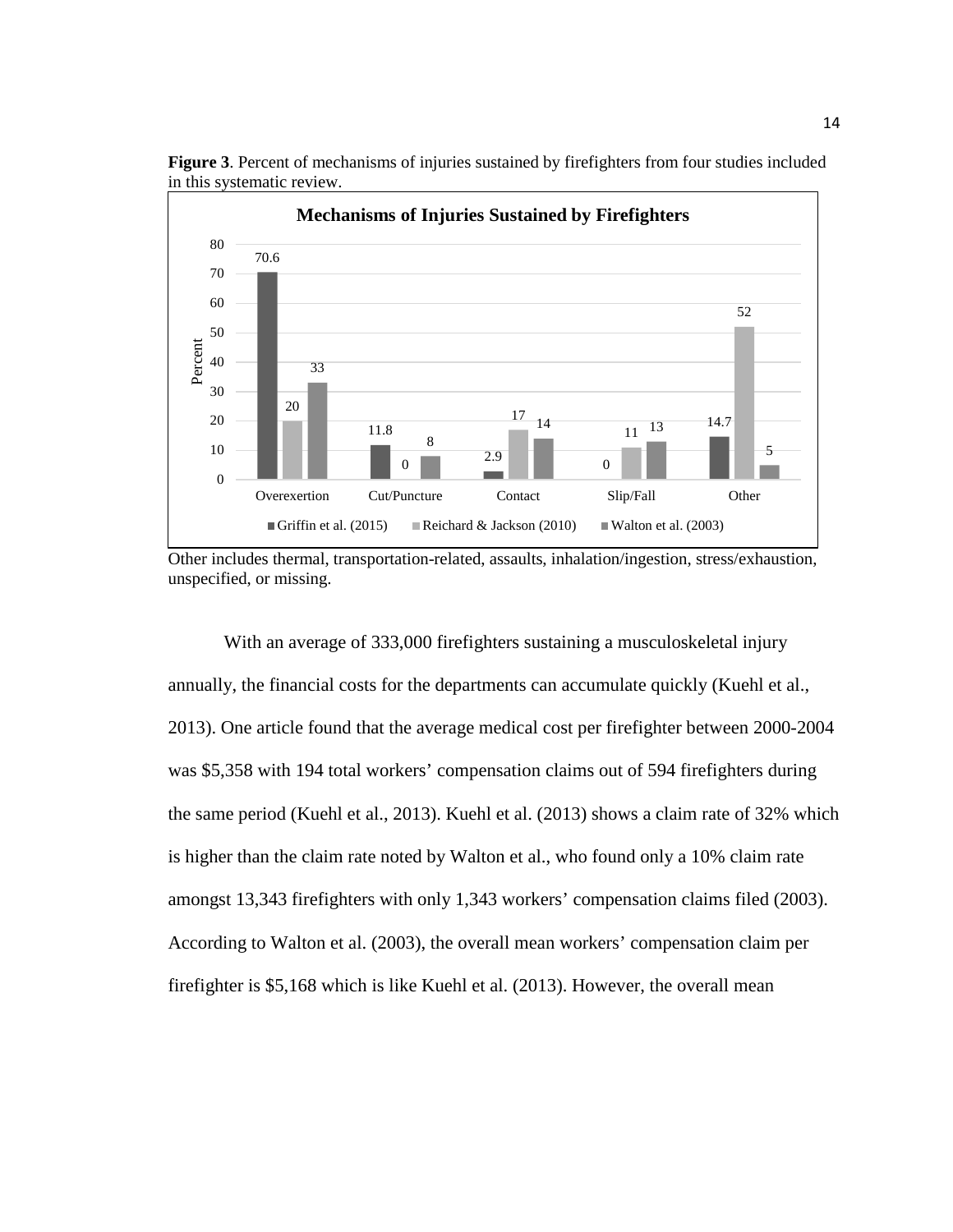**Figure 3**. Percent of mechanisms of injuries sustained by firefighters from four studies included in this systematic review.

| Mechanism | Griffin et al. (2015) | Reichard & Jackson (2010) | Walton et al. (2003) |
|---|---|---|---|
| Overexertion | 70.6 | 20 | 33 |
| Cut/Puncture | 11.8 | 0 | 8 |
| Contact | 2.9 | 17 | 14 |
| Slip/Fall | 0 | 11 | 13 |
| Other | 14.7 | 52 | 5 |

Other includes thermal, transportation-related, assaults, inhalation/ingestion, stress/exhaustion, unspecified, or missing.

With an average of 333,000 firefighters sustaining a musculoskeletal injury annually, the financial costs for the departments can accumulate quickly (Kuehl et al., 2013). One article found that the average medical cost per firefighter between 2000-2004 was $5,358 with 194 total workers' compensation claims out of 594 firefighters during the same period (Kuehl et al., 2013). Kuehl et al. (2013) shows a claim rate of 32% which is higher than the claim rate noted by Walton et al., who found only a 10% claim rate amongst 13,343 firefighters with only 1,343 workers' compensation claims filed (2003). According to Walton et al. (2003), the overall mean workers' compensation claim per firefighter is $5,168 which is like Kuehl et al. (2013). However, the overall mean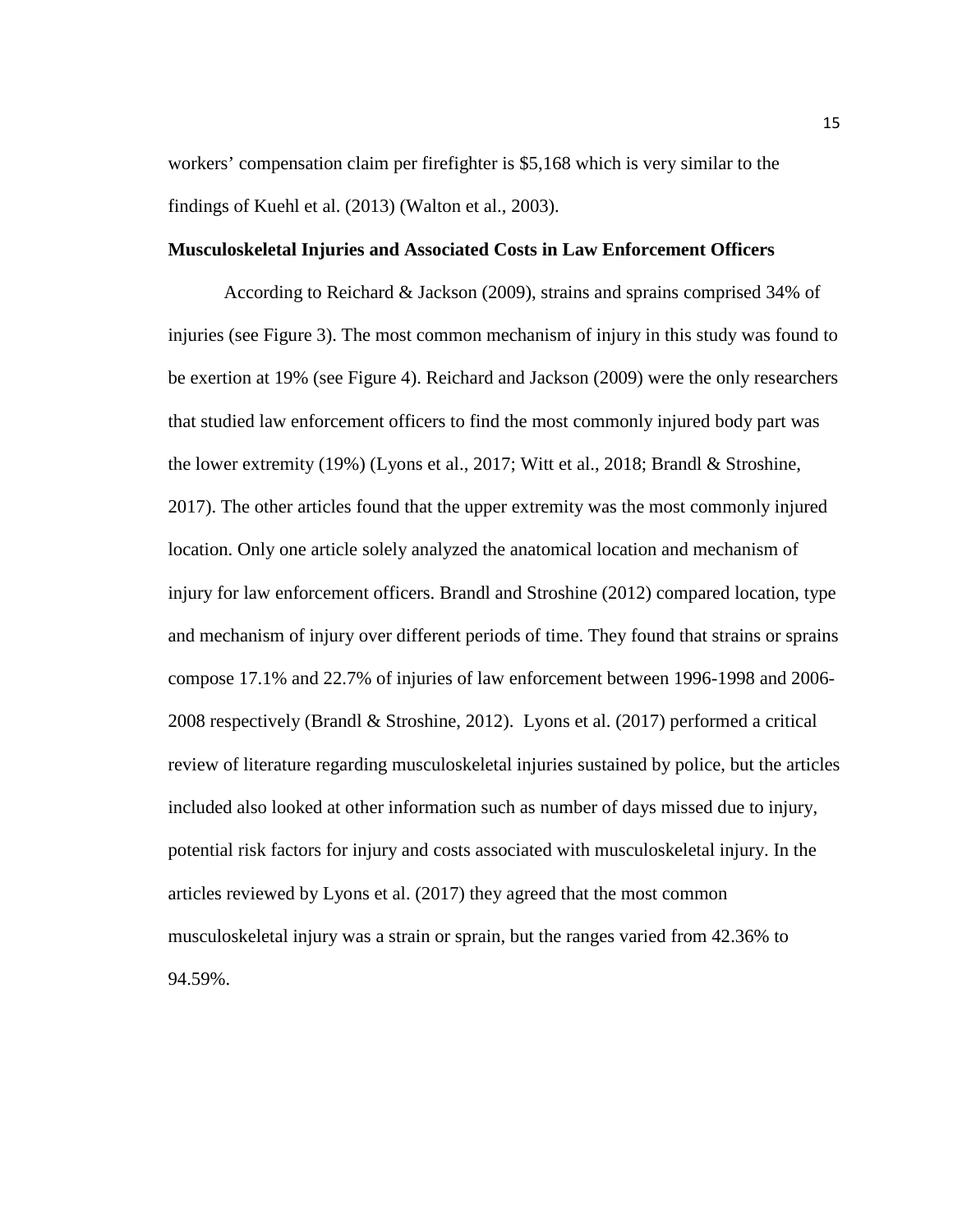workers' compensation claim per firefighter is $5,168 which is very similar to the findings of Kuehl et al. (2013) (Walton et al., 2003).

**Musculoskeletal Injuries and Associated Costs in Law Enforcement Officers**

According to Reichard & Jackson (2009), strains and sprains comprised 34% of injuries (see Figure 3). The most common mechanism of injury in this study was found to be exertion at 19% (see Figure 4). Reichard and Jackson (2009) were the only researchers that studied law enforcement officers to find the most commonly injured body part was the lower extremity (19%) (Lyons et al., 2017; Witt et al., 2018; Brandl & Stroshine, 2017). The other articles found that the upper extremity was the most commonly injured location. Only one article solely analyzed the anatomical location and mechanism of injury for law enforcement officers. Brandl and Stroshine (2012) compared location, type and mechanism of injury over different periods of time. They found that strains or sprains compose 17.1% and 22.7% of injuries of law enforcement between 1996-1998 and 2006-2008 respectively (Brandl & Stroshine, 2012). Lyons et al. (2017) performed a critical review of literature regarding musculoskeletal injuries sustained by police, but the articles included also looked at other information such as number of days missed due to injury, potential risk factors for injury and costs associated with musculoskeletal injury. In the articles reviewed by Lyons et al. (2017) they agreed that the most common musculoskeletal injury was a strain or sprain, but the ranges varied from 42.36% to 94.59%.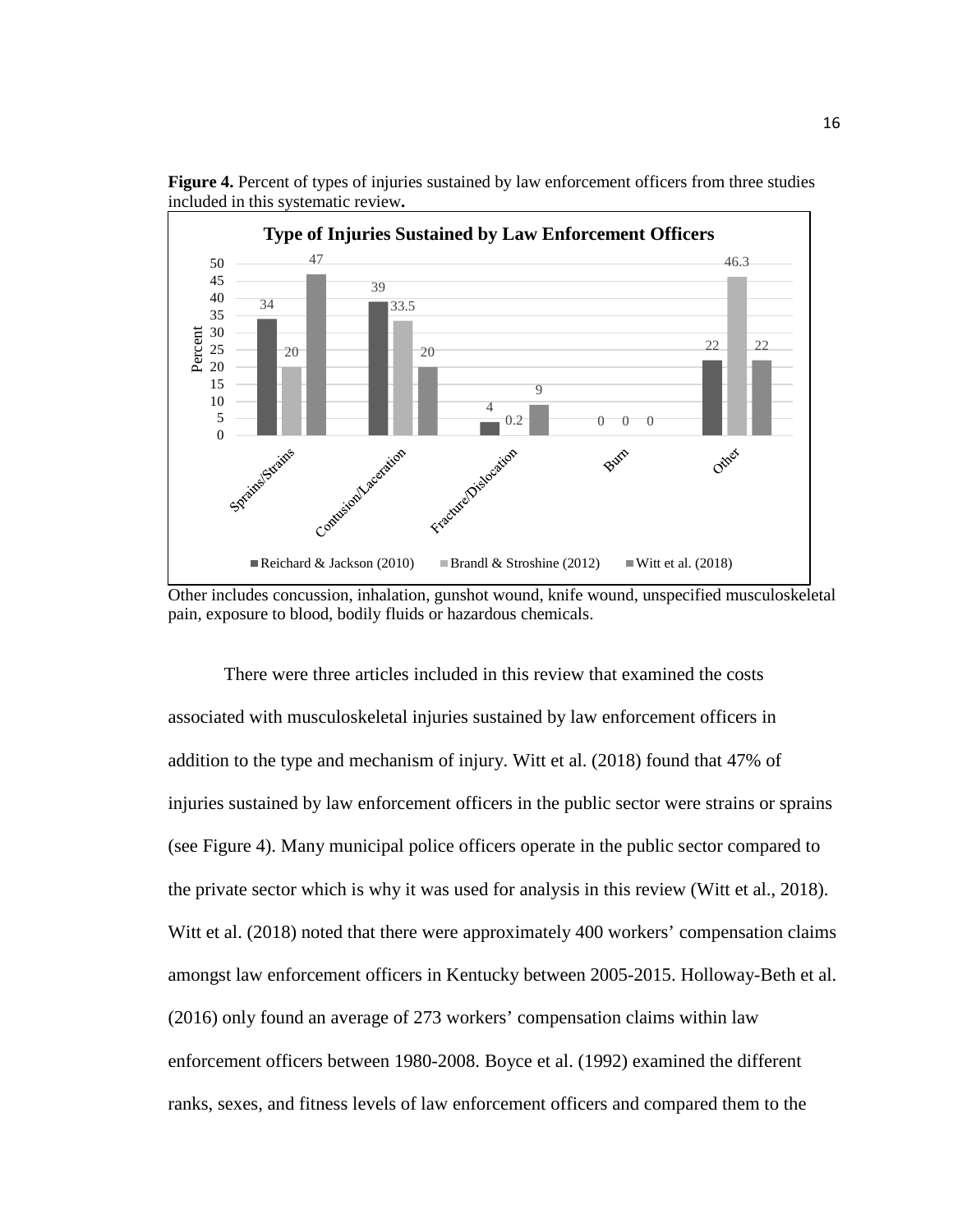**Figure 4.** Percent of types of injuries sustained by law enforcement officers from three studies included in this systematic review**.**

**Type of Injuries Sustained by Law Enforcement Officers**

| Type of Injury | Reichard & Jackson (2010) | Brandl & Stroshine (2012) | Witt et al. (2018) |
|---|---|---|---|
| Sprains/Strains | 34 | 20 | 47 |
| Contusion/Laceration | 39 | 33.5 | 20 |
| Fracture/Dislocation | 4 | 0.2 | 9 |
| Burn | 0 | 0 | 0 |
| Other | 22 | 46.3 | 22 |

Other includes concussion, inhalation, gunshot wound, knife wound, unspecified musculoskeletal pain, exposure to blood, bodily fluids or hazardous chemicals.

There were three articles included in this review that examined the costs associated with musculoskeletal injuries sustained by law enforcement officers in addition to the type and mechanism of injury. Witt et al. (2018) found that 47% of injuries sustained by law enforcement officers in the public sector were strains or sprains (see Figure 4). Many municipal police officers operate in the public sector compared to the private sector which is why it was used for analysis in this review (Witt et al., 2018). Witt et al. (2018) noted that there were approximately 400 workers' compensation claims amongst law enforcement officers in Kentucky between 2005-2015. Holloway-Beth et al. (2016) only found an average of 273 workers' compensation claims within law enforcement officers between 1980-2008. Boyce et al. (1992) examined the different ranks, sexes, and fitness levels of law enforcement officers and compared them to the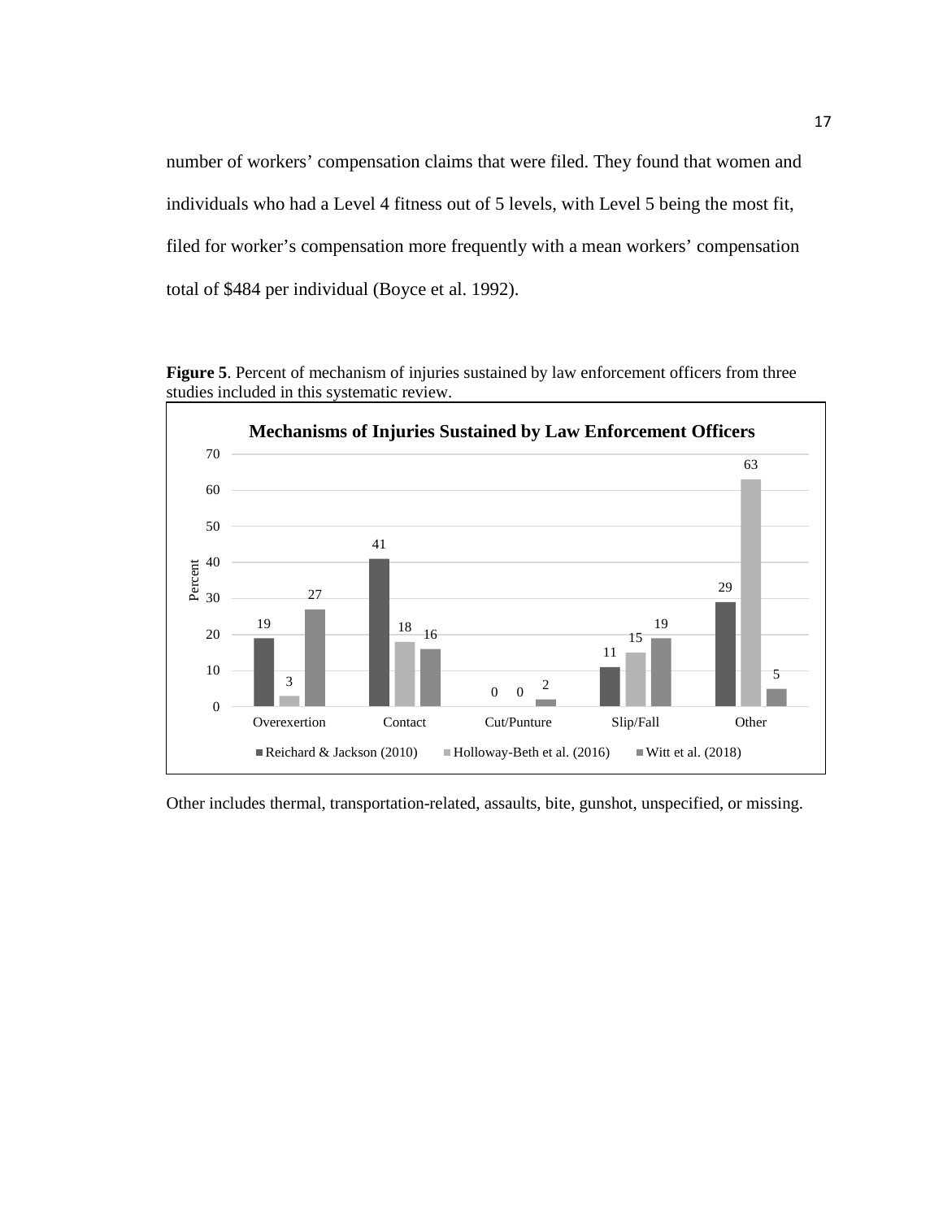number of workers' compensation claims that were filed. They found that women and individuals who had a Level 4 fitness out of 5 levels, with Level 5 being the most fit, filed for worker's compensation more frequently with a mean workers' compensation total of $484 per individual (Boyce et al. 1992).

**Figure 5**. Percent of mechanism of injuries sustained by law enforcement officers from three studies included in this systematic review.

**Mechanisms of Injuries Sustained by Law Enforcement Officers**

| Mechanism | Reichard & Jackson (2010) | Holloway-Beth et al. (2016) | Witt et al. (2018) |
|---|---|---|---|
| Overexertion | 19 | 3 | 27 |
| Contact | 41 | 18 | 16 |
| Cut/Punture | 0 | 0 | 2 |
| Slip/Fall | 11 | 15 | 19 |
| Other | 29 | 63 | 5 |

Other includes thermal, transportation-related, assaults, bite, gunshot, unspecified, or missing.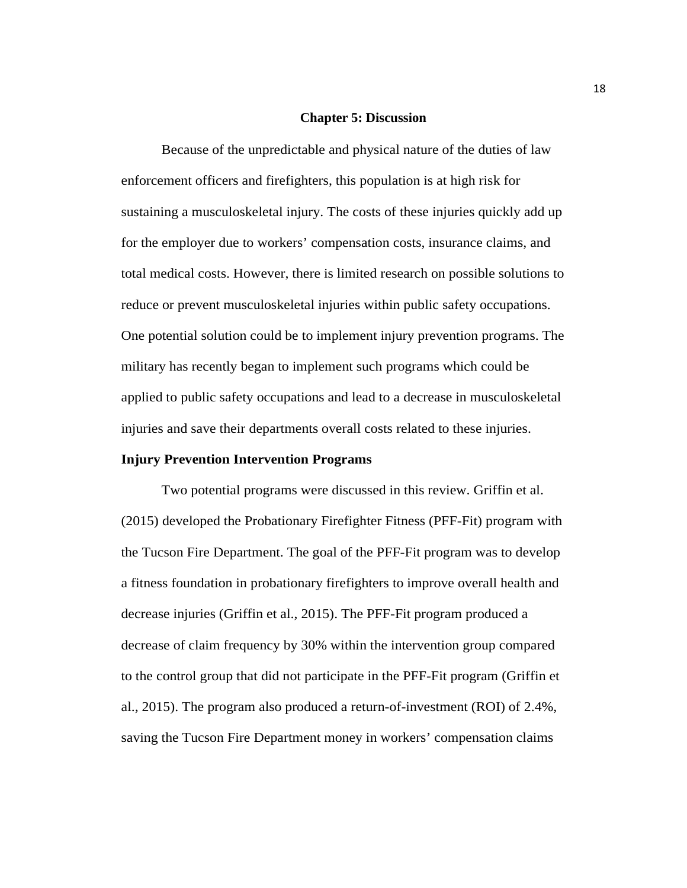# Chapter 5: Discussion

Because of the unpredictable and physical nature of the duties of law enforcement officers and firefighters, this population is at high risk for sustaining a musculoskeletal injury. The costs of these injuries quickly add up for the employer due to workers' compensation costs, insurance claims, and total medical costs. However, there is limited research on possible solutions to reduce or prevent musculoskeletal injuries within public safety occupations. One potential solution could be to implement injury prevention programs. The military has recently began to implement such programs which could be applied to public safety occupations and lead to a decrease in musculoskeletal injuries and save their departments overall costs related to these injuries.

## Injury Prevention Intervention Programs

Two potential programs were discussed in this review. Griffin et al. (2015) developed the Probationary Firefighter Fitness (PFF-Fit) program with the Tucson Fire Department. The goal of the PFF-Fit program was to develop a fitness foundation in probationary firefighters to improve overall health and decrease injuries (Griffin et al., 2015). The PFF-Fit program produced a decrease of claim frequency by 30% within the intervention group compared to the control group that did not participate in the PFF-Fit program (Griffin et al., 2015). The program also produced a return-of-investment (ROI) of 2.4%, saving the Tucson Fire Department money in workers' compensation claims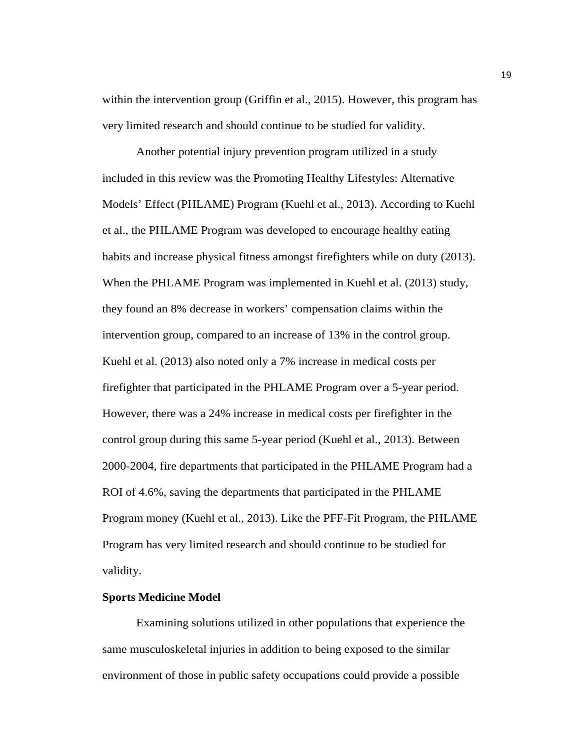within the intervention group (Griffin et al., 2015). However, this program has very limited research and should continue to be studied for validity.

Another potential injury prevention program utilized in a study included in this review was the Promoting Healthy Lifestyles: Alternative Models' Effect (PHLAME) Program (Kuehl et al., 2013). According to Kuehl et al., the PHLAME Program was developed to encourage healthy eating habits and increase physical fitness amongst firefighters while on duty (2013). When the PHLAME Program was implemented in Kuehl et al. (2013) study, they found an 8% decrease in workers' compensation claims within the intervention group, compared to an increase of 13% in the control group. Kuehl et al. (2013) also noted only a 7% increase in medical costs per firefighter that participated in the PHLAME Program over a 5-year period. However, there was a 24% increase in medical costs per firefighter in the control group during this same 5-year period (Kuehl et al., 2013). Between 2000-2004, fire departments that participated in the PHLAME Program had a ROI of 4.6%, saving the departments that participated in the PHLAME Program money (Kuehl et al., 2013). Like the PFF-Fit Program, the PHLAME Program has very limited research and should continue to be studied for validity.

**Sports Medicine Model**

Examining solutions utilized in other populations that experience the same musculoskeletal injuries in addition to being exposed to the similar environment of those in public safety occupations could provide a possible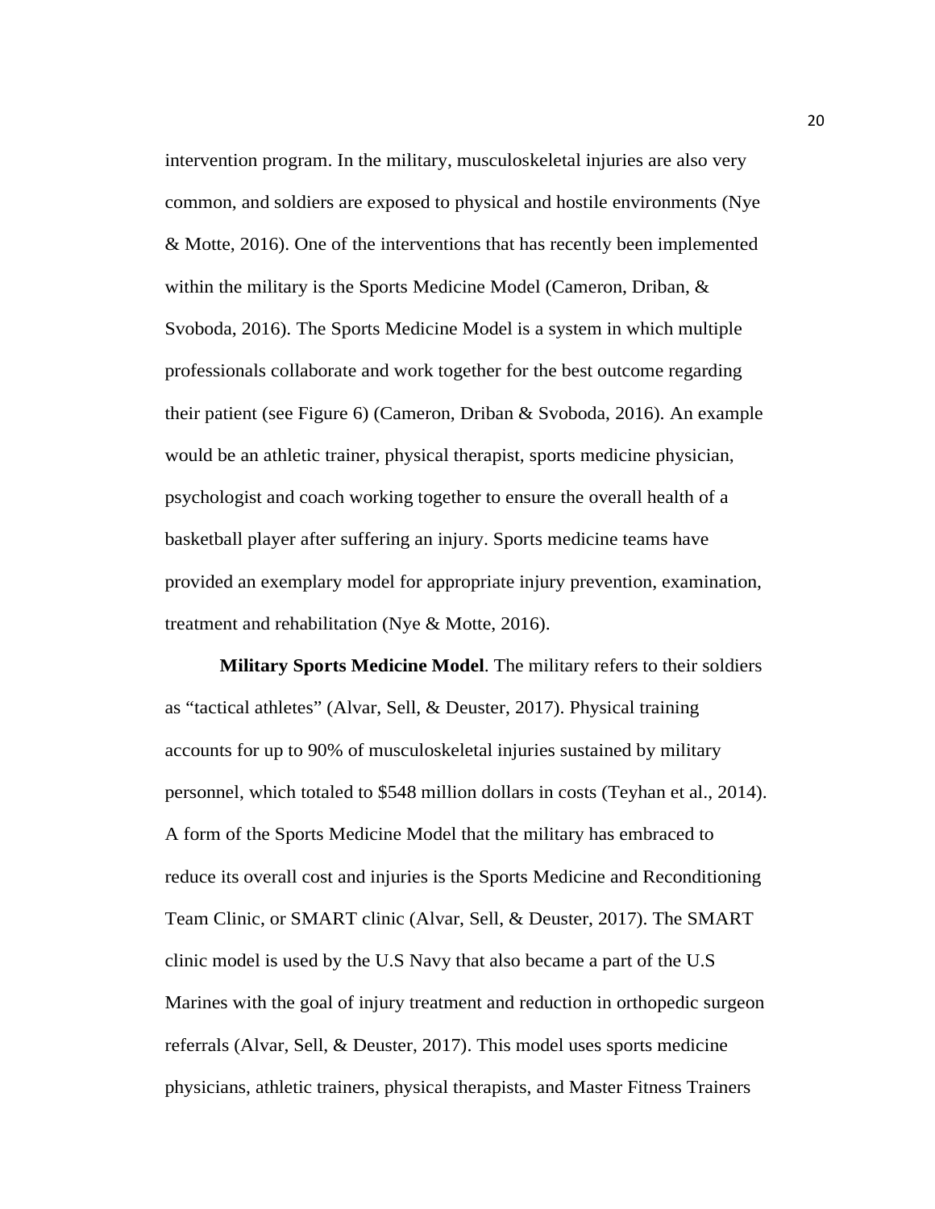intervention program. In the military, musculoskeletal injuries are also very common, and soldiers are exposed to physical and hostile environments (Nye & Motte, 2016). One of the interventions that has recently been implemented within the military is the Sports Medicine Model (Cameron, Driban, & Svoboda, 2016). The Sports Medicine Model is a system in which multiple professionals collaborate and work together for the best outcome regarding their patient (see Figure 6) (Cameron, Driban & Svoboda, 2016). An example would be an athletic trainer, physical therapist, sports medicine physician, psychologist and coach working together to ensure the overall health of a basketball player after suffering an injury. Sports medicine teams have provided an exemplary model for appropriate injury prevention, examination, treatment and rehabilitation (Nye & Motte, 2016).

**Military Sports Medicine Model**. The military refers to their soldiers as "tactical athletes" (Alvar, Sell, & Deuster, 2017). Physical training accounts for up to 90% of musculoskeletal injuries sustained by military personnel, which totaled to $548 million dollars in costs (Teyhan et al., 2014). A form of the Sports Medicine Model that the military has embraced to reduce its overall cost and injuries is the Sports Medicine and Reconditioning Team Clinic, or SMART clinic (Alvar, Sell, & Deuster, 2017). The SMART clinic model is used by the U.S Navy that also became a part of the U.S Marines with the goal of injury treatment and reduction in orthopedic surgeon referrals (Alvar, Sell, & Deuster, 2017). This model uses sports medicine physicians, athletic trainers, physical therapists, and Master Fitness Trainers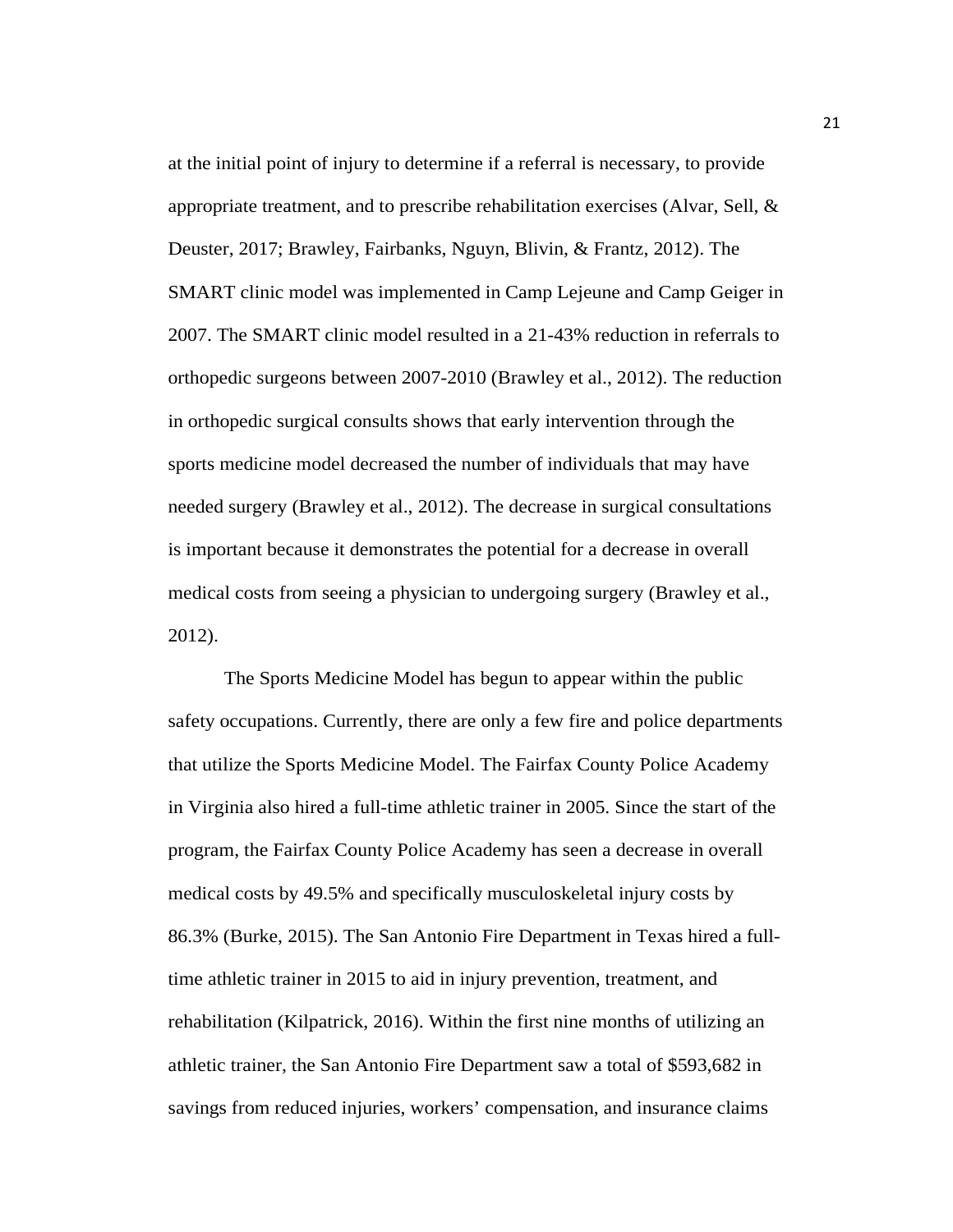at the initial point of injury to determine if a referral is necessary, to provide appropriate treatment, and to prescribe rehabilitation exercises (Alvar, Sell, & Deuster, 2017; Brawley, Fairbanks, Nguyn, Blivin, & Frantz, 2012). The SMART clinic model was implemented in Camp Lejeune and Camp Geiger in 2007. The SMART clinic model resulted in a 21-43% reduction in referrals to orthopedic surgeons between 2007-2010 (Brawley et al., 2012). The reduction in orthopedic surgical consults shows that early intervention through the sports medicine model decreased the number of individuals that may have needed surgery (Brawley et al., 2012). The decrease in surgical consultations is important because it demonstrates the potential for a decrease in overall medical costs from seeing a physician to undergoing surgery (Brawley et al., 2012).

The Sports Medicine Model has begun to appear within the public safety occupations. Currently, there are only a few fire and police departments that utilize the Sports Medicine Model. The Fairfax County Police Academy in Virginia also hired a full-time athletic trainer in 2005. Since the start of the program, the Fairfax County Police Academy has seen a decrease in overall medical costs by 49.5% and specifically musculoskeletal injury costs by 86.3% (Burke, 2015). The San Antonio Fire Department in Texas hired a full-time athletic trainer in 2015 to aid in injury prevention, treatment, and rehabilitation (Kilpatrick, 2016). Within the first nine months of utilizing an athletic trainer, the San Antonio Fire Department saw a total of $593,682 in savings from reduced injuries, workers' compensation, and insurance claims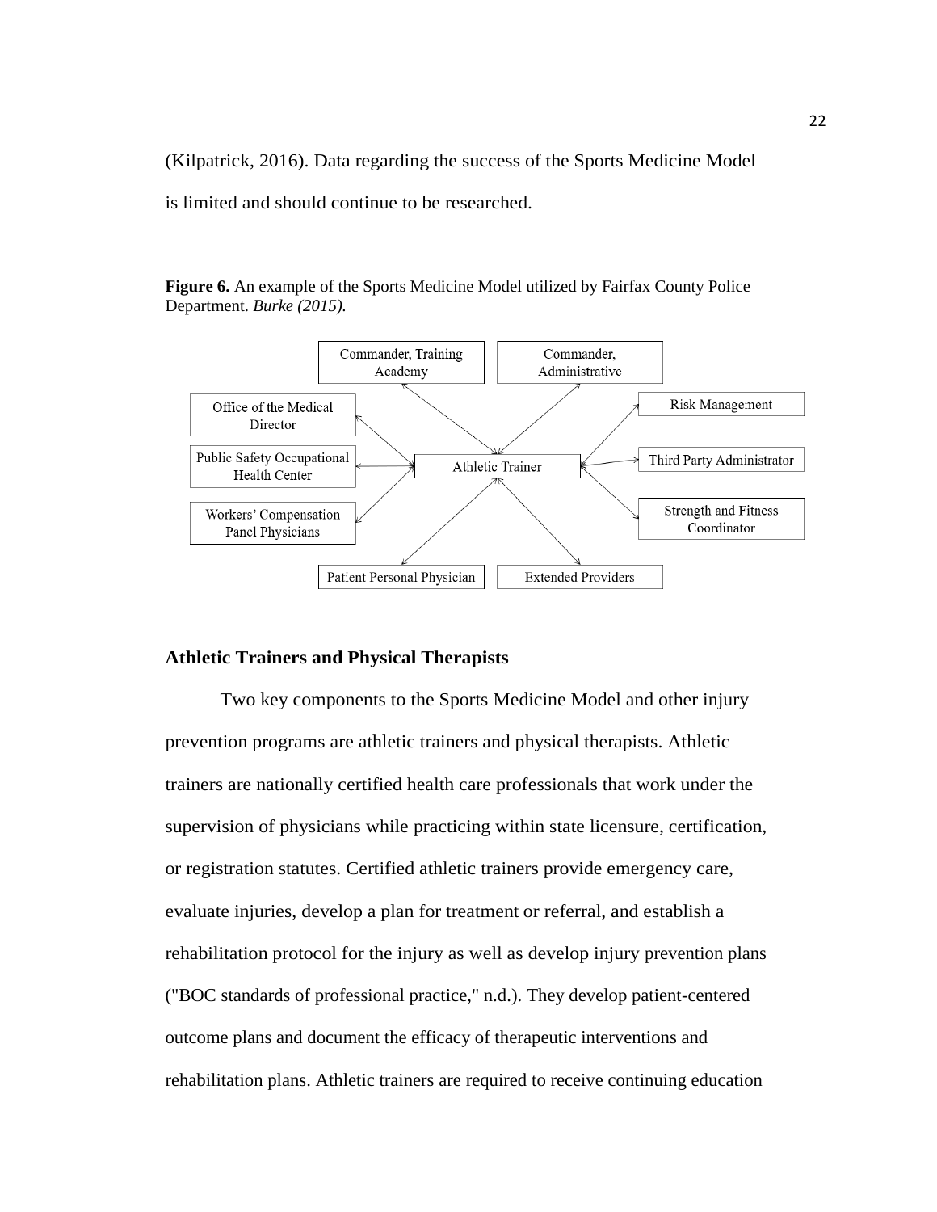(Kilpatrick, 2016). Data regarding the success of the Sports Medicine Model is limited and should continue to be researched.

**Figure 6.** An example of the Sports Medicine Model utilized by Fairfax County Police Department. *Burke (2015).*

Commander, Training Academy

Commander, Administrative

Office of the Medical Director

Risk Management

Public Safety Occupational Health Center

Athletic Trainer

Third Party Administrator

Workers' Compensation Panel Physicians

Strength and Fitness Coordinator

Patient Personal Physician

Extended Providers

### Athletic Trainers and Physical Therapists

Two key components to the Sports Medicine Model and other injury prevention programs are athletic trainers and physical therapists. Athletic trainers are nationally certified health care professionals that work under the supervision of physicians while practicing within state licensure, certification, or registration statutes. Certified athletic trainers provide emergency care, evaluate injuries, develop a plan for treatment or referral, and establish a rehabilitation protocol for the injury as well as develop injury prevention plans ("BOC standards of professional practice," n.d.). They develop patient-centered outcome plans and document the efficacy of therapeutic interventions and rehabilitation plans. Athletic trainers are required to receive continuing education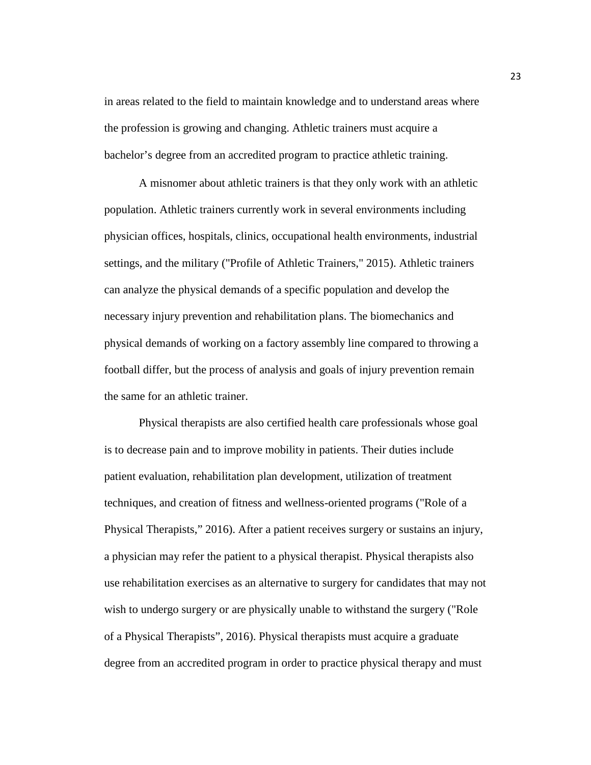in areas related to the field to maintain knowledge and to understand areas where the profession is growing and changing. Athletic trainers must acquire a bachelor's degree from an accredited program to practice athletic training.

A misnomer about athletic trainers is that they only work with an athletic population. Athletic trainers currently work in several environments including physician offices, hospitals, clinics, occupational health environments, industrial settings, and the military ("Profile of Athletic Trainers," 2015). Athletic trainers can analyze the physical demands of a specific population and develop the necessary injury prevention and rehabilitation plans. The biomechanics and physical demands of working on a factory assembly line compared to throwing a football differ, but the process of analysis and goals of injury prevention remain the same for an athletic trainer.

Physical therapists are also certified health care professionals whose goal is to decrease pain and to improve mobility in patients. Their duties include patient evaluation, rehabilitation plan development, utilization of treatment techniques, and creation of fitness and wellness-oriented programs ("Role of a Physical Therapists," 2016). After a patient receives surgery or sustains an injury, a physician may refer the patient to a physical therapist. Physical therapists also use rehabilitation exercises as an alternative to surgery for candidates that may not wish to undergo surgery or are physically unable to withstand the surgery ("Role of a Physical Therapists", 2016). Physical therapists must acquire a graduate degree from an accredited program in order to practice physical therapy and must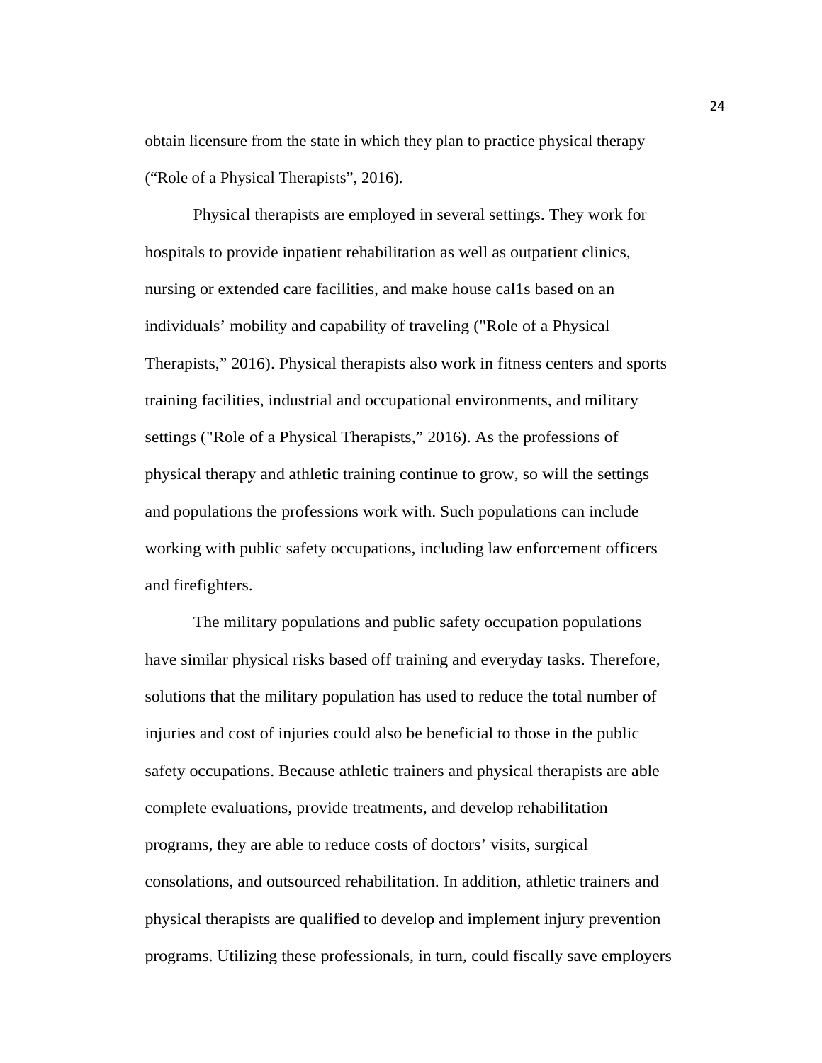obtain licensure from the state in which they plan to practice physical therapy ("Role of a Physical Therapists", 2016).

Physical therapists are employed in several settings. They work for hospitals to provide inpatient rehabilitation as well as outpatient clinics, nursing or extended care facilities, and make house cal1s based on an individuals' mobility and capability of traveling ("Role of a Physical Therapists," 2016). Physical therapists also work in fitness centers and sports training facilities, industrial and occupational environments, and military settings ("Role of a Physical Therapists," 2016). As the professions of physical therapy and athletic training continue to grow, so will the settings and populations the professions work with. Such populations can include working with public safety occupations, including law enforcement officers and firefighters.

The military populations and public safety occupation populations have similar physical risks based off training and everyday tasks. Therefore, solutions that the military population has used to reduce the total number of injuries and cost of injuries could also be beneficial to those in the public safety occupations. Because athletic trainers and physical therapists are able complete evaluations, provide treatments, and develop rehabilitation programs, they are able to reduce costs of doctors' visits, surgical consolations, and outsourced rehabilitation. In addition, athletic trainers and physical therapists are qualified to develop and implement injury prevention programs. Utilizing these professionals, in turn, could fiscally save employers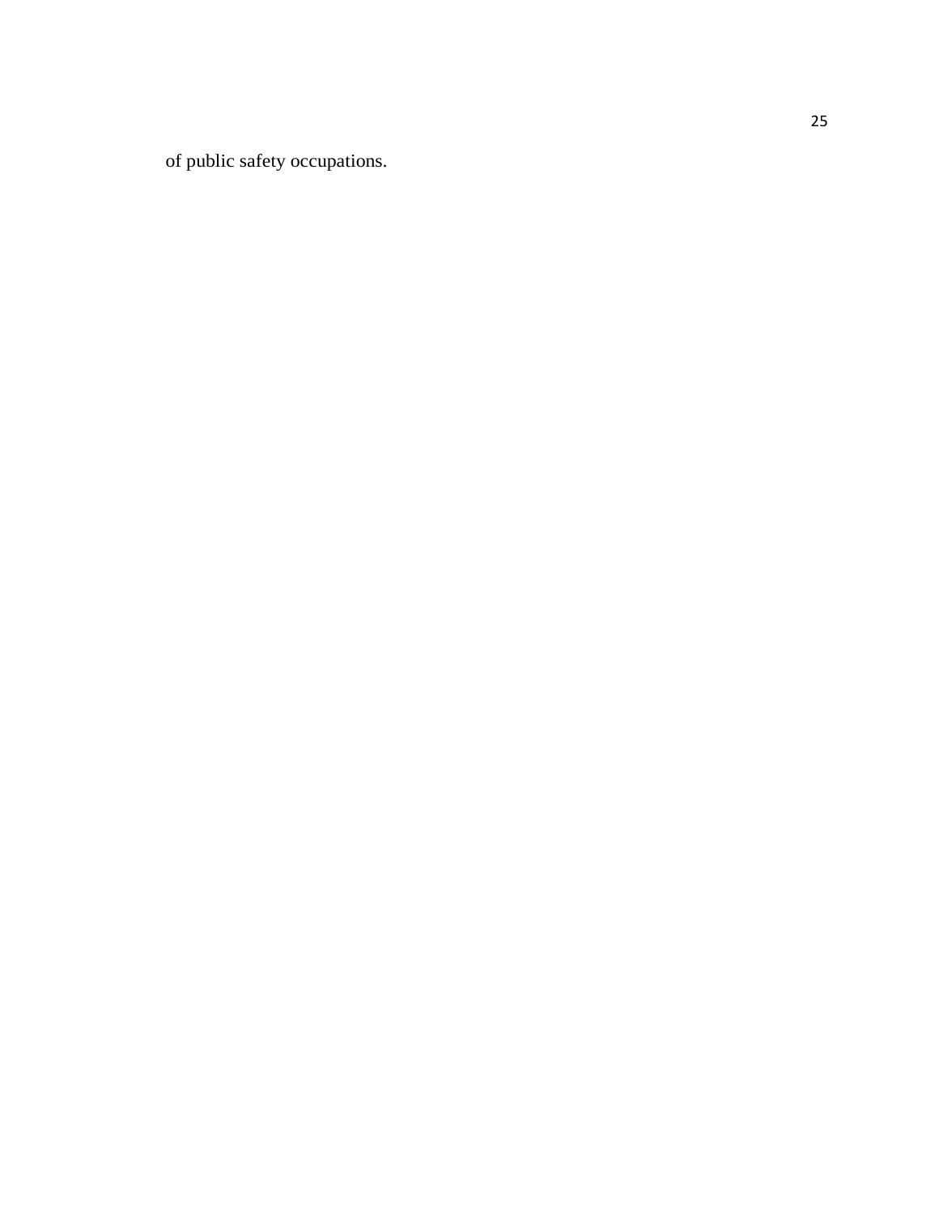of public safety occupations.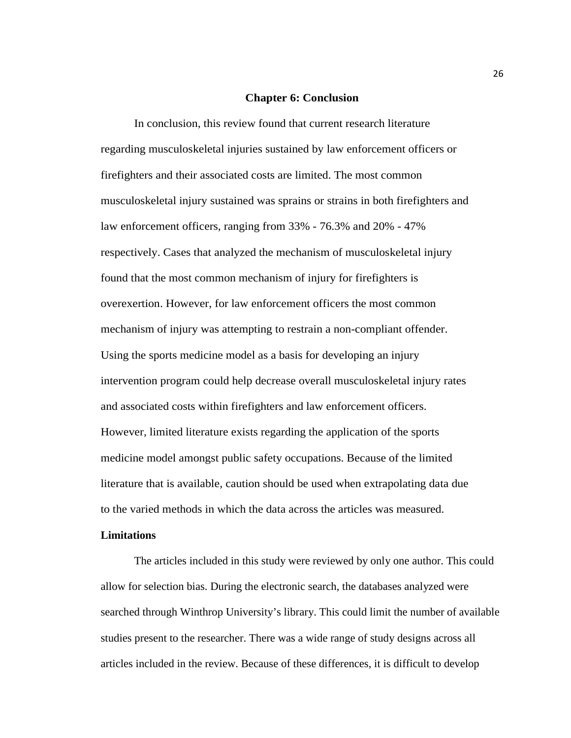# Chapter 6: Conclusion

In conclusion, this review found that current research literature regarding musculoskeletal injuries sustained by law enforcement officers or firefighters and their associated costs are limited. The most common musculoskeletal injury sustained was sprains or strains in both firefighters and law enforcement officers, ranging from 33% - 76.3% and 20% - 47% respectively. Cases that analyzed the mechanism of musculoskeletal injury found that the most common mechanism of injury for firefighters is overexertion. However, for law enforcement officers the most common mechanism of injury was attempting to restrain a non-compliant offender. Using the sports medicine model as a basis for developing an injury intervention program could help decrease overall musculoskeletal injury rates and associated costs within firefighters and law enforcement officers. However, limited literature exists regarding the application of the sports medicine model amongst public safety occupations. Because of the limited literature that is available, caution should be used when extrapolating data due to the varied methods in which the data across the articles was measured.

## Limitations

The articles included in this study were reviewed by only one author. This could allow for selection bias. During the electronic search, the databases analyzed were searched through Winthrop University's library. This could limit the number of available studies present to the researcher. There was a wide range of study designs across all articles included in the review. Because of these differences, it is difficult to develop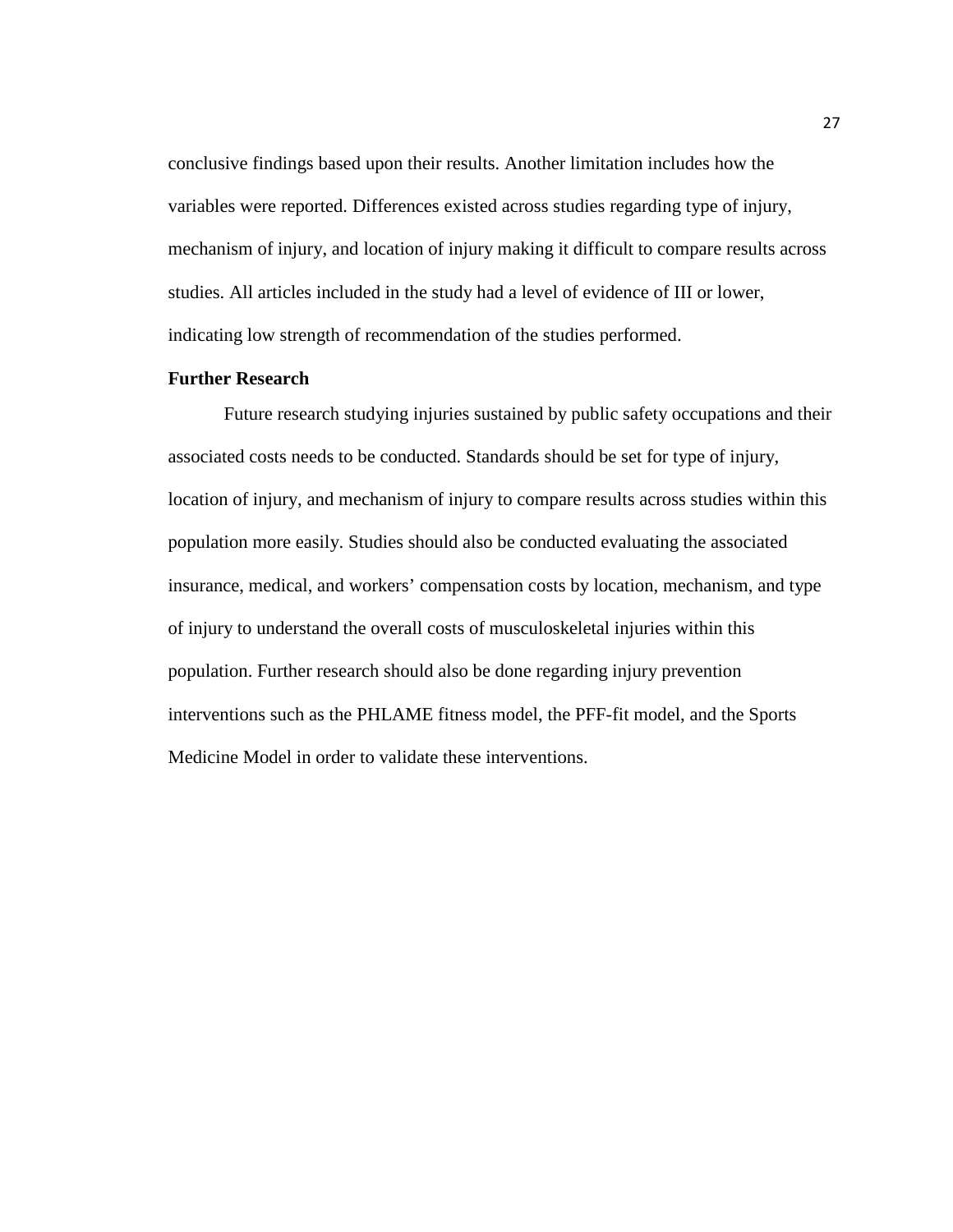conclusive findings based upon their results. Another limitation includes how the variables were reported. Differences existed across studies regarding type of injury, mechanism of injury, and location of injury making it difficult to compare results across studies. All articles included in the study had a level of evidence of III or lower, indicating low strength of recommendation of the studies performed.

**Further Research**

Future research studying injuries sustained by public safety occupations and their associated costs needs to be conducted. Standards should be set for type of injury, location of injury, and mechanism of injury to compare results across studies within this population more easily. Studies should also be conducted evaluating the associated insurance, medical, and workers' compensation costs by location, mechanism, and type of injury to understand the overall costs of musculoskeletal injuries within this population. Further research should also be done regarding injury prevention interventions such as the PHLAME fitness model, the PFF-fit model, and the Sports Medicine Model in order to validate these interventions.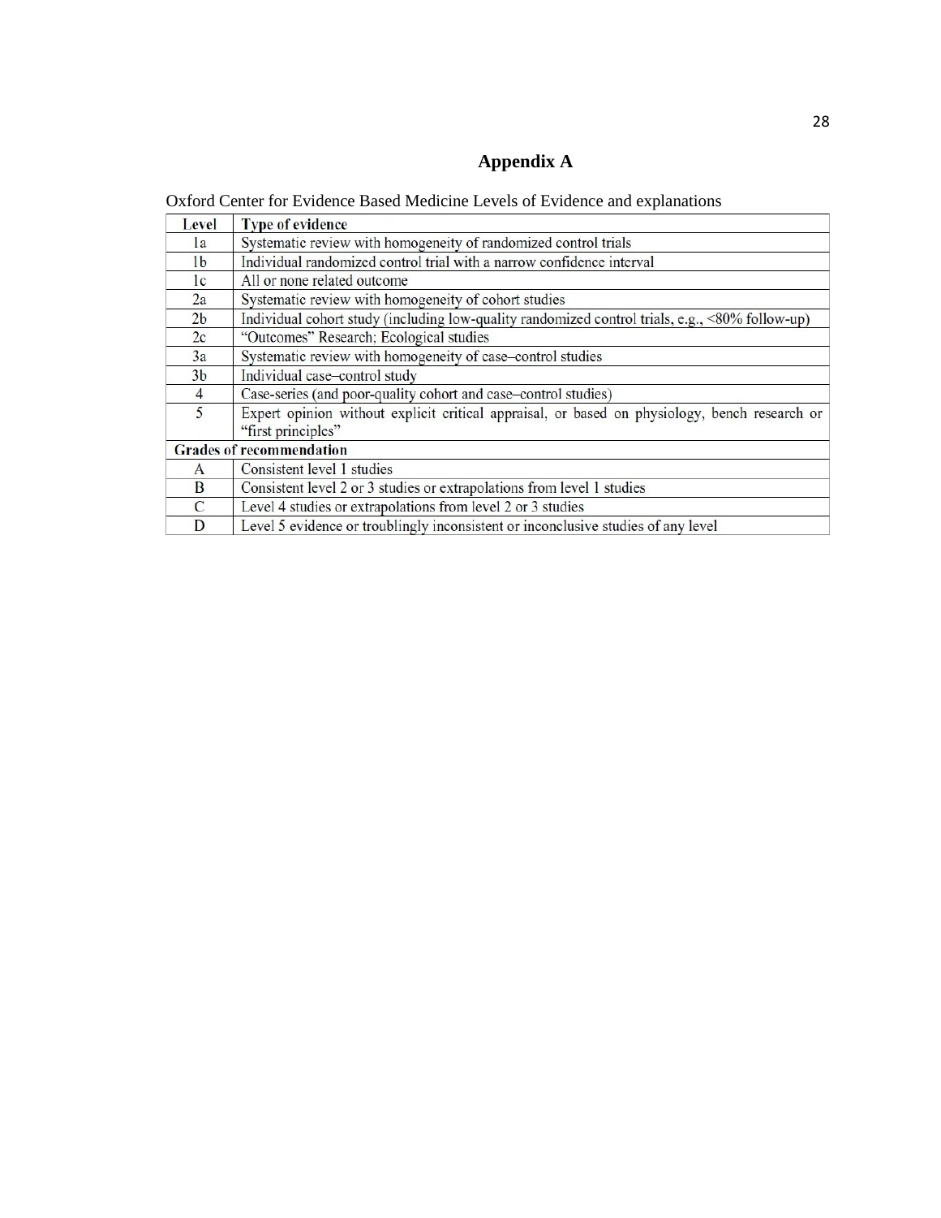# Appendix A

Oxford Center for Evidence Based Medicine Levels of Evidence and explanations

| Level | Type of evidence |
|---|---|
| 1a | Systematic review with homogeneity of randomized control trials |
| 1b | Individual randomized control trial with a narrow confidence interval |
| 1c | All or none related outcome |
| 2a | Systematic review with homogeneity of cohort studies |
| 2b | Individual cohort study (including low-quality randomized control trials, e.g., <80% follow-up) |
| 2c | "Outcomes" Research; Ecological studies |
| 3a | Systematic review with homogeneity of case–control studies |
| 3b | Individual case–control study |
| 4 | Case-series (and poor-quality cohort and case–control studies) |
| 5 | Expert opinion without explicit critical appraisal, or based on physiology, bench research or "first principles" |
| **Grades of recommendation** | |
| A | Consistent level 1 studies |
| B | Consistent level 2 or 3 studies or extrapolations from level 1 studies |
| C | Level 4 studies or extrapolations from level 2 or 3 studies |
| D | Level 5 evidence or troublingly inconsistent or inconclusive studies of any level |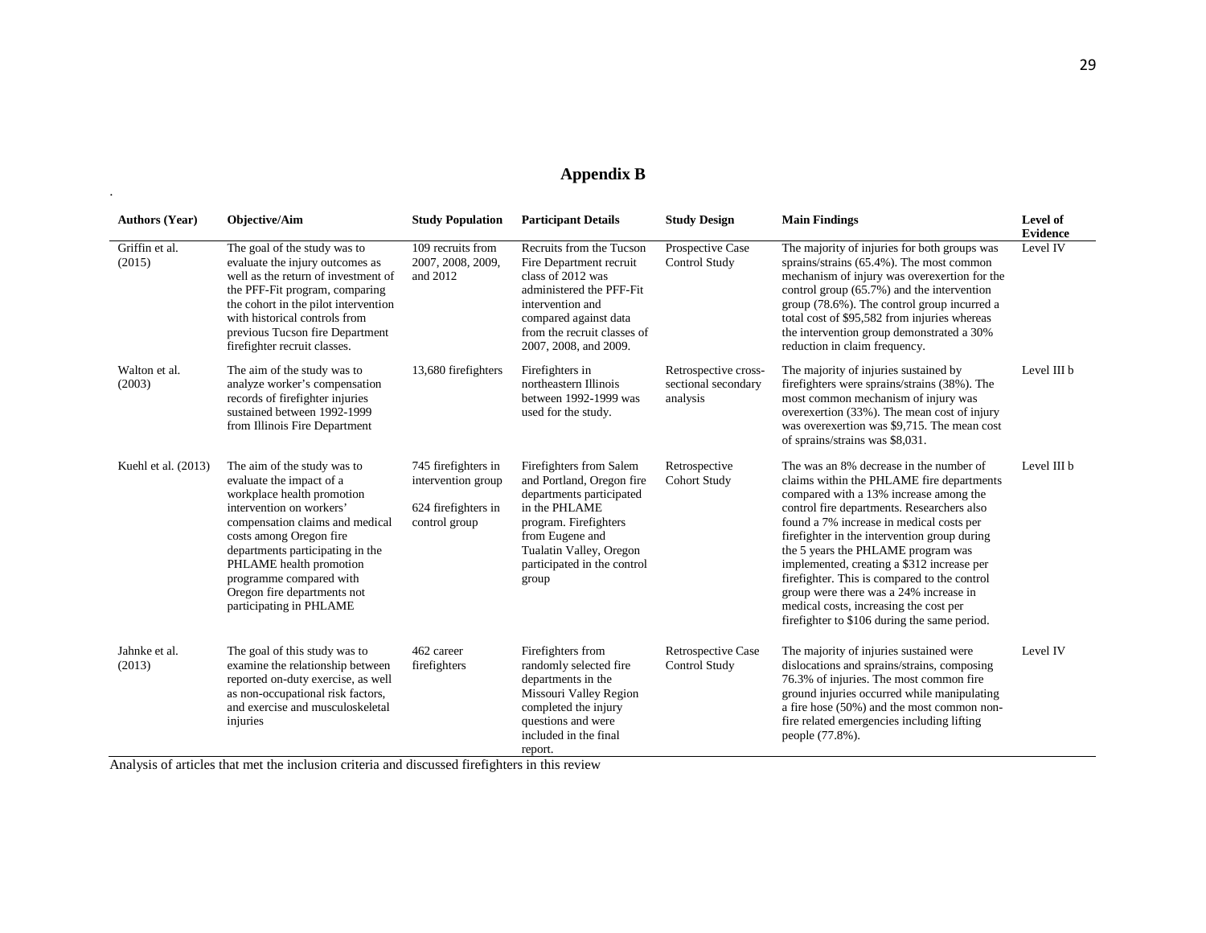# Appendix B

| Authors (Year) | Objective/Aim | Study Population | Participant Details | Study Design | Main Findings | Level of Evidence |
|---|---|---|---|---|---|---|
| Griffin et al. (2015) | The goal of the study was to evaluate the injury outcomes as well as the return of investment of the PFF-Fit program, comparing the cohort in the pilot intervention with historical controls from previous Tucson fire Department firefighter recruit classes. | 109 recruits from 2007, 2008, 2009, and 2012 | Recruits from the Tucson Fire Department recruit class of 2012 was administered the PFF-Fit intervention and compared against data from the recruit classes of 2007, 2008, and 2009. | Prospective Case Control Study | The majority of injuries for both groups was sprains/strains (65.4%). The most common mechanism of injury was overexertion for the control group (65.7%) and the intervention group (78.6%). The control group incurred a total cost of $95,582 from injuries whereas the intervention group demonstrated a 30% reduction in claim frequency. | Level IV |
| Walton et al. (2003) | The aim of the study was to analyze worker's compensation records of firefighter injuries sustained between 1992-1999 from Illinois Fire Department | 13,680 firefighters | Firefighters in northeastern Illinois between 1992-1999 was used for the study. | Retrospective cross-sectional secondary analysis | The majority of injuries sustained by firefighters were sprains/strains (38%). The most common mechanism of injury was overexertion (33%). The mean cost of injury was overexertion was $9,715. The mean cost of sprains/strains was $8,031. | Level III b |
| Kuehl et al. (2013) | The aim of the study was to evaluate the impact of a workplace health promotion intervention on workers' compensation claims and medical costs among Oregon fire departments participating in the PHLAME health promotion programme compared with Oregon fire departments not participating in PHLAME | 745 firefighters in intervention group<br><br>624 firefighters in control group | Firefighters from Salem and Portland, Oregon fire departments participated in the PHLAME program. Firefighters from Eugene and Tualatin Valley, Oregon participated in the control group | Retrospective Cohort Study | The was an 8% decrease in the number of claims within the PHLAME fire departments compared with a 13% increase among the control fire departments. Researchers also found a 7% increase in medical costs per firefighter in the intervention group during the 5 years the PHLAME program was implemented, creating a $312 increase per firefighter. This is compared to the control group were there was a 24% increase in medical costs, increasing the cost per firefighter to $106 during the same period. | Level III b |
| Jahnke et al. (2013) | The goal of this study was to examine the relationship between reported on-duty exercise, as well as non-occupational risk factors, and exercise and musculoskeletal injuries | 462 career firefighters | Firefighters from randomly selected fire departments in the Missouri Valley Region completed the injury questions and were included in the final report. | Retrospective Case Control Study | The majority of injuries sustained were dislocations and sprains/strains, composing 76.3% of injuries. The most common fire ground injuries occurred while manipulating a fire hose (50%) and the most common non-fire related emergencies including lifting people (77.8%). | Level IV |

Analysis of articles that met the inclusion criteria and discussed firefighters in this review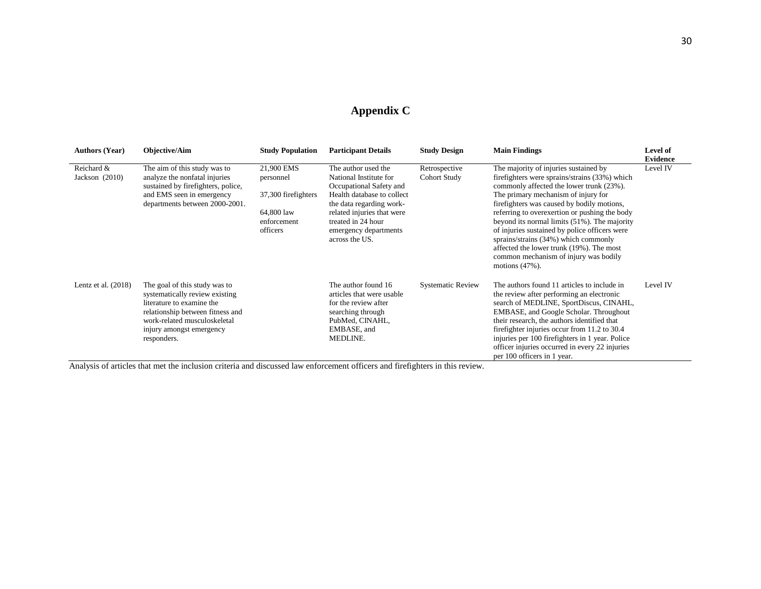# Appendix C

| Authors (Year) | Objective/Aim | Study Population | Participant Details | Study Design | Main Findings | Level of Evidence |
|---|---|---|---|---|---|---|
| Reichard & Jackson (2010) | The aim of this study was to analyze the nonfatal injuries sustained by firefighters, police, and EMS seen in emergency departments between 2000-2001. | 21,900 EMS personnel<br><br>37,300 firefighters<br><br>64,800 law enforcement officers | The author used the National Institute for Occupational Safety and Health database to collect the data regarding work-related injuries that were treated in 24 hour emergency departments across the US. | Retrospective Cohort Study | The majority of injuries sustained by firefighters were sprains/strains (33%) which commonly affected the lower trunk (23%). The primary mechanism of injury for firefighters was caused by bodily motions, referring to overexertion or pushing the body beyond its normal limits (51%). The majority of injuries sustained by police officers were sprains/strains (34%) which commonly affected the lower trunk (19%). The most common mechanism of injury was bodily motions (47%). | Level IV |
| Lentz et al. (2018) | The goal of this study was to systematically review existing literature to examine the relationship between fitness and work-related musculoskeletal injury amongst emergency responders. | | The author found 16 articles that were usable for the review after searching through PubMed, CINAHL, EMBASE, and MEDLINE. | Systematic Review | The authors found 11 articles to include in the review after performing an electronic search of MEDLINE, SportDiscus, CINAHL, EMBASE, and Google Scholar. Throughout their research, the authors identified that firefighter injuries occur from 11.2 to 30.4 injuries per 100 firefighters in 1 year. Police officer injuries occurred in every 22 injuries per 100 officers in 1 year. | Level IV |

Analysis of articles that met the inclusion criteria and discussed law enforcement officers and firefighters in this review.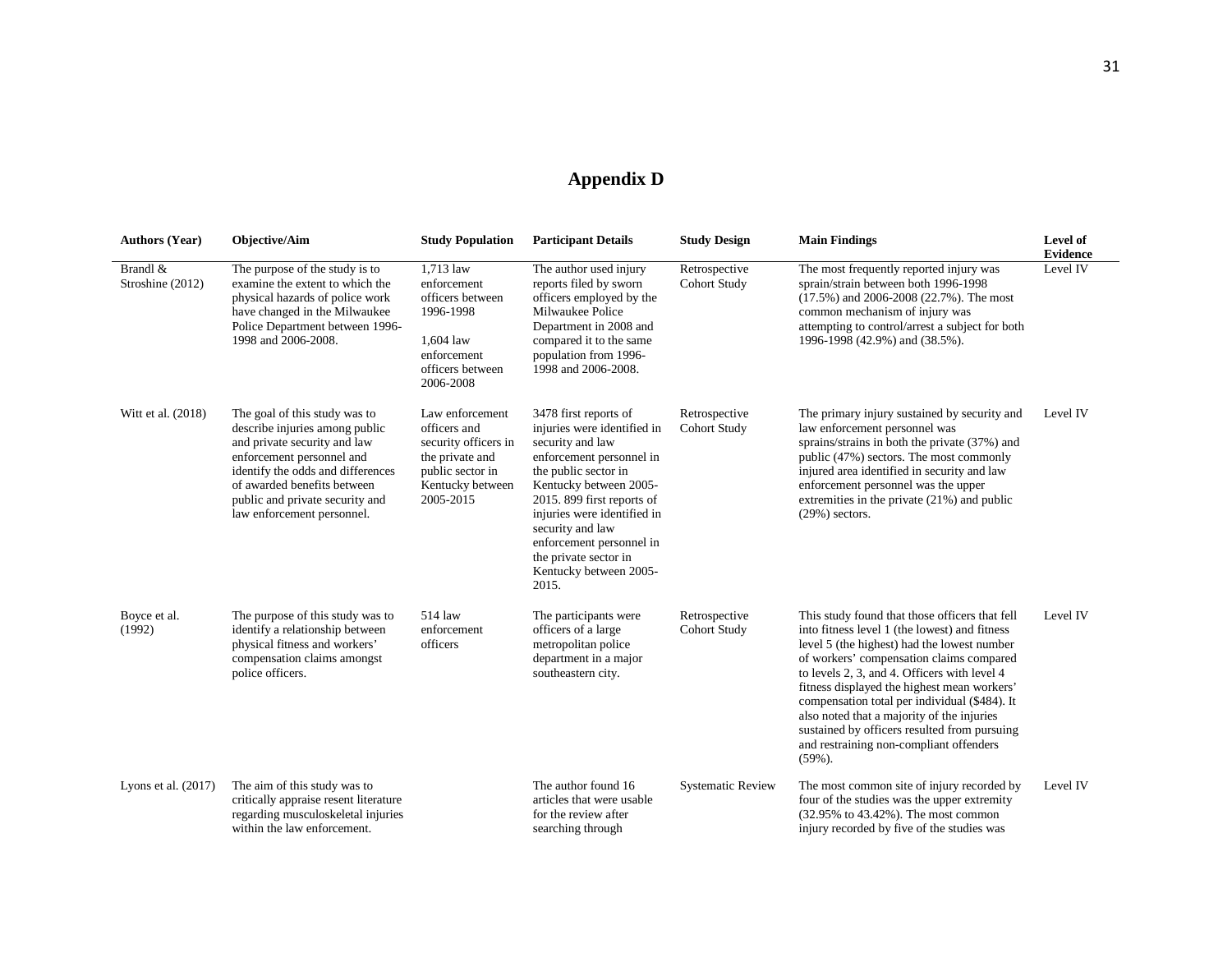# Appendix D

| Authors (Year) | Objective/Aim | Study Population | Participant Details | Study Design | Main Findings | Level of Evidence |
|---|---|---|---|---|---|---|
| Brandl & Stroshine (2012) | The purpose of the study is to examine the extent to which the physical hazards of police work have changed in the Milwaukee Police Department between 1996-1998 and 2006-2008. | 1,713 law enforcement officers between 1996-1998<br><br>1,604 law enforcement officers between 2006-2008 | The author used injury reports filed by sworn officers employed by the Milwaukee Police Department in 2008 and compared it to the same population from 1996-1998 and 2006-2008. | Retrospective Cohort Study | The most frequently reported injury was sprain/strain between both 1996-1998 (17.5%) and 2006-2008 (22.7%). The most common mechanism of injury was attempting to control/arrest a subject for both 1996-1998 (42.9%) and (38.5%). | Level IV |
| Witt et al. (2018) | The goal of this study was to describe injuries among public and private security and law enforcement personnel and identify the odds and differences of awarded benefits between public and private security and law enforcement personnel. | Law enforcement officers and security officers in the private and public sector in Kentucky between 2005-2015 | 3478 first reports of injuries were identified in security and law enforcement personnel in the public sector in Kentucky between 2005-2015. 899 first reports of injuries were identified in security and law enforcement personnel in the private sector in Kentucky between 2005-2015. | Retrospective Cohort Study | The primary injury sustained by security and law enforcement personnel was sprains/strains in both the private (37%) and public (47%) sectors. The most commonly injured area identified in security and law enforcement personnel was the upper extremities in the private (21%) and public (29%) sectors. | Level IV |
| Boyce et al. (1992) | The purpose of this study was to identify a relationship between physical fitness and workers' compensation claims amongst police officers. | 514 law enforcement officers | The participants were officers of a large metropolitan police department in a major southeastern city. | Retrospective Cohort Study | This study found that those officers that fell into fitness level 1 (the lowest) and fitness level 5 (the highest) had the lowest number of workers' compensation claims compared to levels 2, 3, and 4. Officers with level 4 fitness displayed the highest mean workers' compensation total per individual ($484). It also noted that a majority of the injuries sustained by officers resulted from pursuing and restraining non-compliant offenders (59%). | Level IV |
| Lyons et al. (2017) | The aim of this study was to critically appraise resent literature regarding musculoskeletal injuries within the law enforcement. | | The author found 16 articles that were usable for the review after searching through | Systematic Review | The most common site of injury recorded by four of the studies was the upper extremity (32.95% to 43.42%). The most common injury recorded by five of the studies was | Level IV |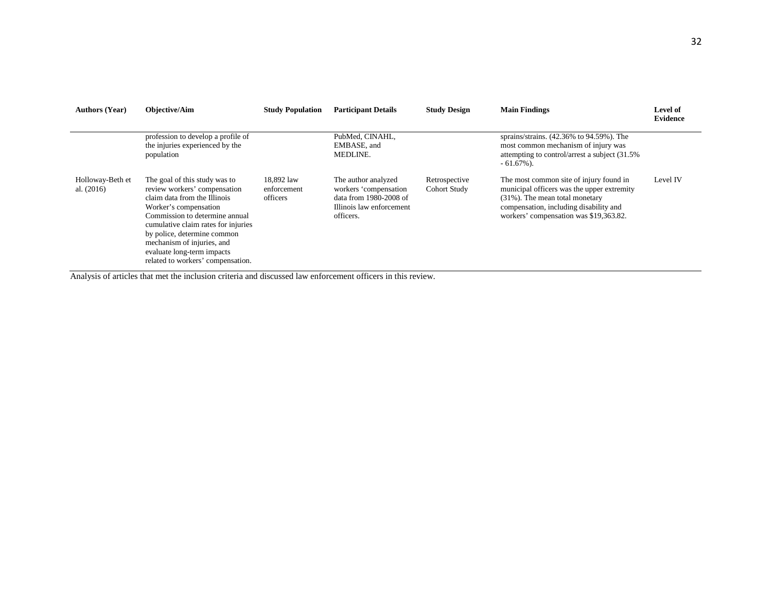| Authors (Year) | Objective/Aim | Study Population | Participant Details | Study Design | Main Findings | Level of Evidence |
|---|---|---|---|---|---|---|
| | profession to develop a profile of the injuries experienced by the population | | PubMed, CINAHL, EMBASE, and MEDLINE. | | sprains/strains. (42.36% to 94.59%). The most common mechanism of injury was attempting to control/arrest a subject (31.5% - 61.67%). | |
| Holloway-Beth et al. (2016) | The goal of this study was to review workers' compensation claim data from the Illinois Worker's compensation Commission to determine annual cumulative claim rates for injuries by police, determine common mechanism of injuries, and evaluate long-term impacts related to workers' compensation. | 18,892 law enforcement officers | The author analyzed workers 'compensation data from 1980-2008 of Illinois law enforcement officers. | Retrospective Cohort Study | The most common site of injury found in municipal officers was the upper extremity (31%). The mean total monetary compensation, including disability and workers' compensation was $19,363.82. | Level IV |

Analysis of articles that met the inclusion criteria and discussed law enforcement officers in this review.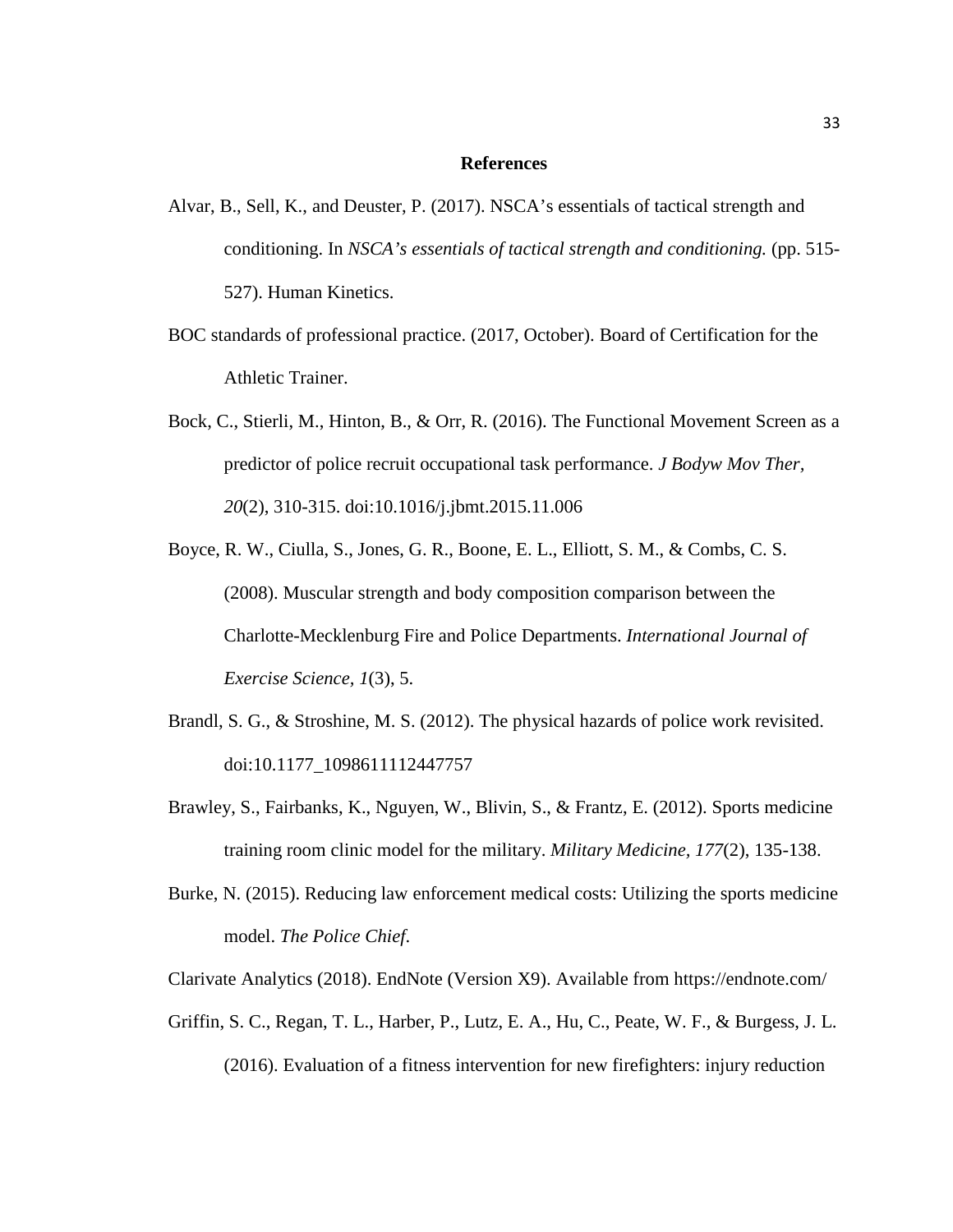# References

Alvar, B., Sell, K., and Deuster, P. (2017). NSCA's essentials of tactical strength and conditioning. In *NSCA's essentials of tactical strength and conditioning.* (pp. 515-527). Human Kinetics.

BOC standards of professional practice. (2017, October). Board of Certification for the Athletic Trainer.

Bock, C., Stierli, M., Hinton, B., & Orr, R. (2016). The Functional Movement Screen as a predictor of police recruit occupational task performance. *J Bodyw Mov Ther, 20*(2), 310-315. doi:10.1016/j.jbmt.2015.11.006

Boyce, R. W., Ciulla, S., Jones, G. R., Boone, E. L., Elliott, S. M., & Combs, C. S. (2008). Muscular strength and body composition comparison between the Charlotte-Mecklenburg Fire and Police Departments. *International Journal of Exercise Science, 1*(3), 5.

Brandl, S. G., & Stroshine, M. S. (2012). The physical hazards of police work revisited. doi:10.1177_1098611112447757

Brawley, S., Fairbanks, K., Nguyen, W., Blivin, S., & Frantz, E. (2012). Sports medicine training room clinic model for the military. *Military Medicine, 177*(2), 135-138.

Burke, N. (2015). Reducing law enforcement medical costs: Utilizing the sports medicine model. *The Police Chief.*

Clarivate Analytics (2018). EndNote (Version X9). Available from https://endnote.com/

Griffin, S. C., Regan, T. L., Harber, P., Lutz, E. A., Hu, C., Peate, W. F., & Burgess, J. L. (2016). Evaluation of a fitness intervention for new firefighters: injury reduction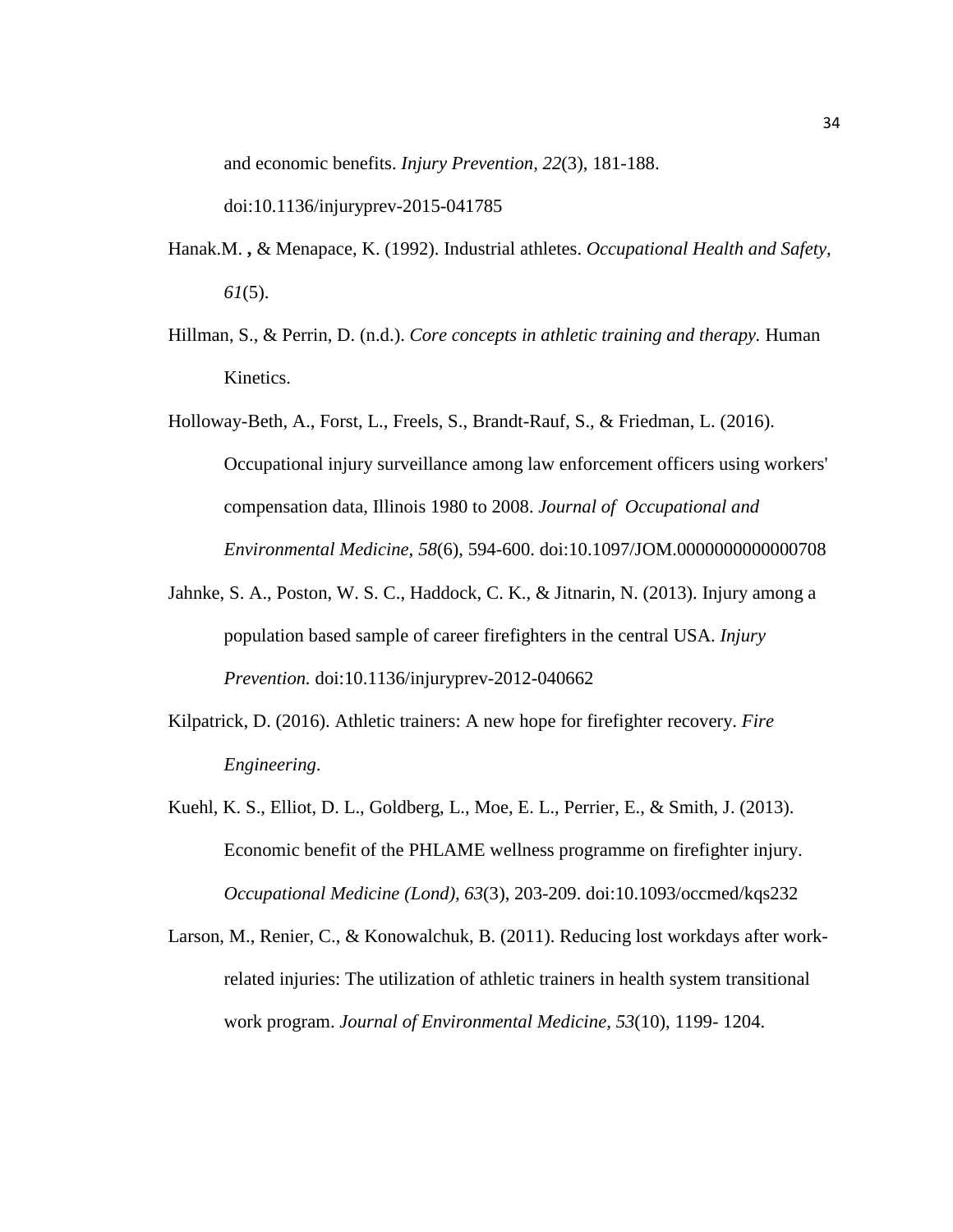and economic benefits. *Injury Prevention, 22*(3), 181-188. doi:10.1136/injuryprev-2015-041785

Hanak.M. **,** & Menapace, K. (1992). Industrial athletes. *Occupational Health and Safety, 61*(5).

Hillman, S., & Perrin, D. (n.d.). *Core concepts in athletic training and therapy.* Human Kinetics.

Holloway-Beth, A., Forst, L., Freels, S., Brandt-Rauf, S., & Friedman, L. (2016). Occupational injury surveillance among law enforcement officers using workers' compensation data, Illinois 1980 to 2008. *Journal of Occupational and Environmental Medicine, 58*(6), 594-600. doi:10.1097/JOM.0000000000000708

Jahnke, S. A., Poston, W. S. C., Haddock, C. K., & Jitnarin, N. (2013). Injury among a population based sample of career firefighters in the central USA. *Injury Prevention.* doi:10.1136/injuryprev-2012-040662

Kilpatrick, D. (2016). Athletic trainers: A new hope for firefighter recovery. *Fire Engineering*.

Kuehl, K. S., Elliot, D. L., Goldberg, L., Moe, E. L., Perrier, E., & Smith, J. (2013). Economic benefit of the PHLAME wellness programme on firefighter injury. *Occupational Medicine (Lond), 63*(3), 203-209. doi:10.1093/occmed/kqs232

Larson, M., Renier, C., & Konowalchuk, B. (2011). Reducing lost workdays after work-related injuries: The utilization of athletic trainers in health system transitional work program. *Journal of Environmental Medicine, 53*(10), 1199- 1204.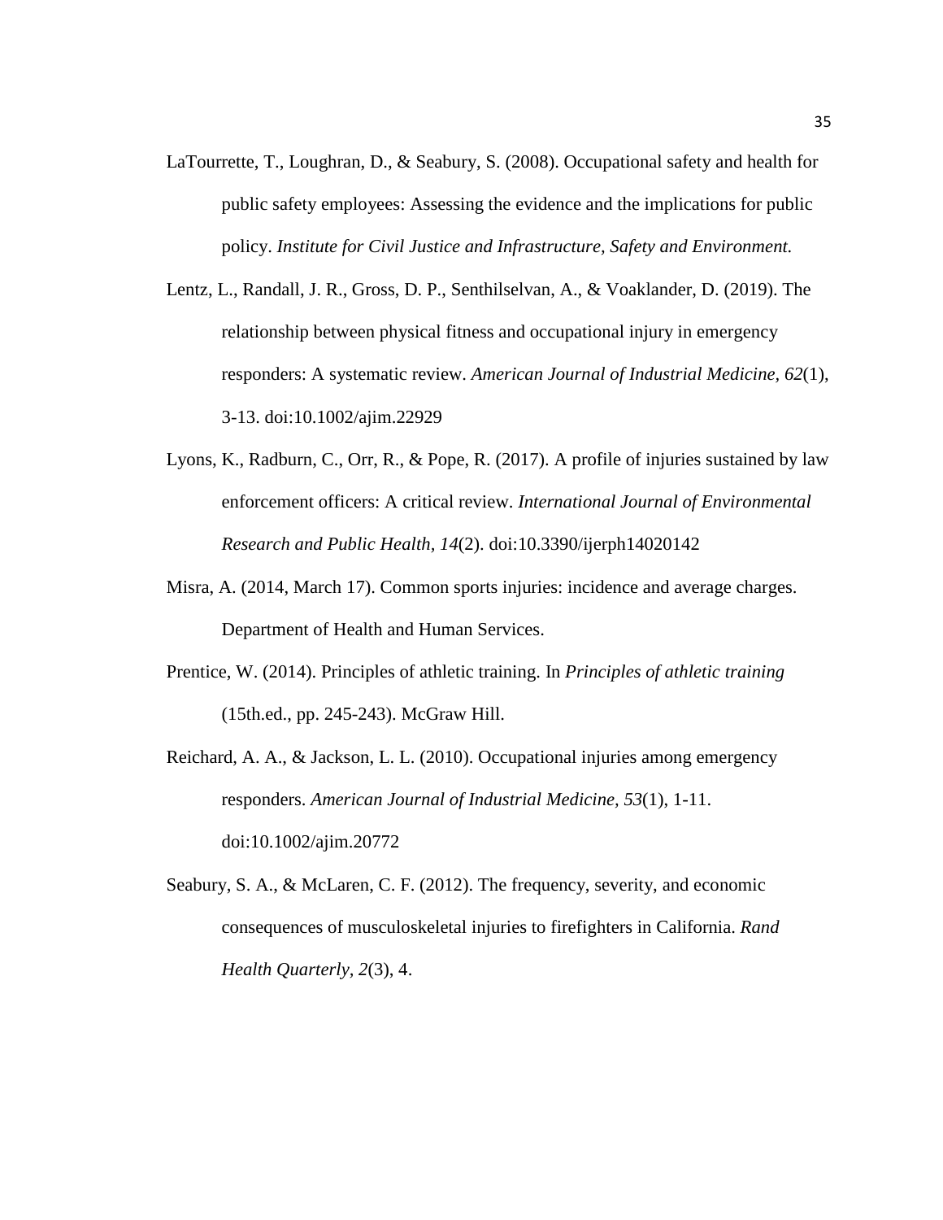LaTourrette, T., Loughran, D., & Seabury, S. (2008). Occupational safety and health for public safety employees: Assessing the evidence and the implications for public policy. *Institute for Civil Justice and Infrastructure, Safety and Environment.*

Lentz, L., Randall, J. R., Gross, D. P., Senthilselvan, A., & Voaklander, D. (2019). The relationship between physical fitness and occupational injury in emergency responders: A systematic review. *American Journal of Industrial Medicine*, *62*(1), 3-13. doi:10.1002/ajim.22929

Lyons, K., Radburn, C., Orr, R., & Pope, R. (2017). A profile of injuries sustained by law enforcement officers: A critical review. *International Journal of Environmental Research and Public Health, 14*(2). doi:10.3390/ijerph14020142

Misra, A. (2014, March 17). Common sports injuries: incidence and average charges. Department of Health and Human Services.

Prentice, W. (2014). Principles of athletic training. In *Principles of athletic training* (15th.ed., pp. 245-243). McGraw Hill.

Reichard, A. A., & Jackson, L. L. (2010). Occupational injuries among emergency responders. *American Journal of Industrial Medicine*, *53*(1), 1-11. doi:10.1002/ajim.20772

Seabury, S. A., & McLaren, C. F. (2012). The frequency, severity, and economic consequences of musculoskeletal injuries to firefighters in California. *Rand Health Quarterly*, *2*(3), 4.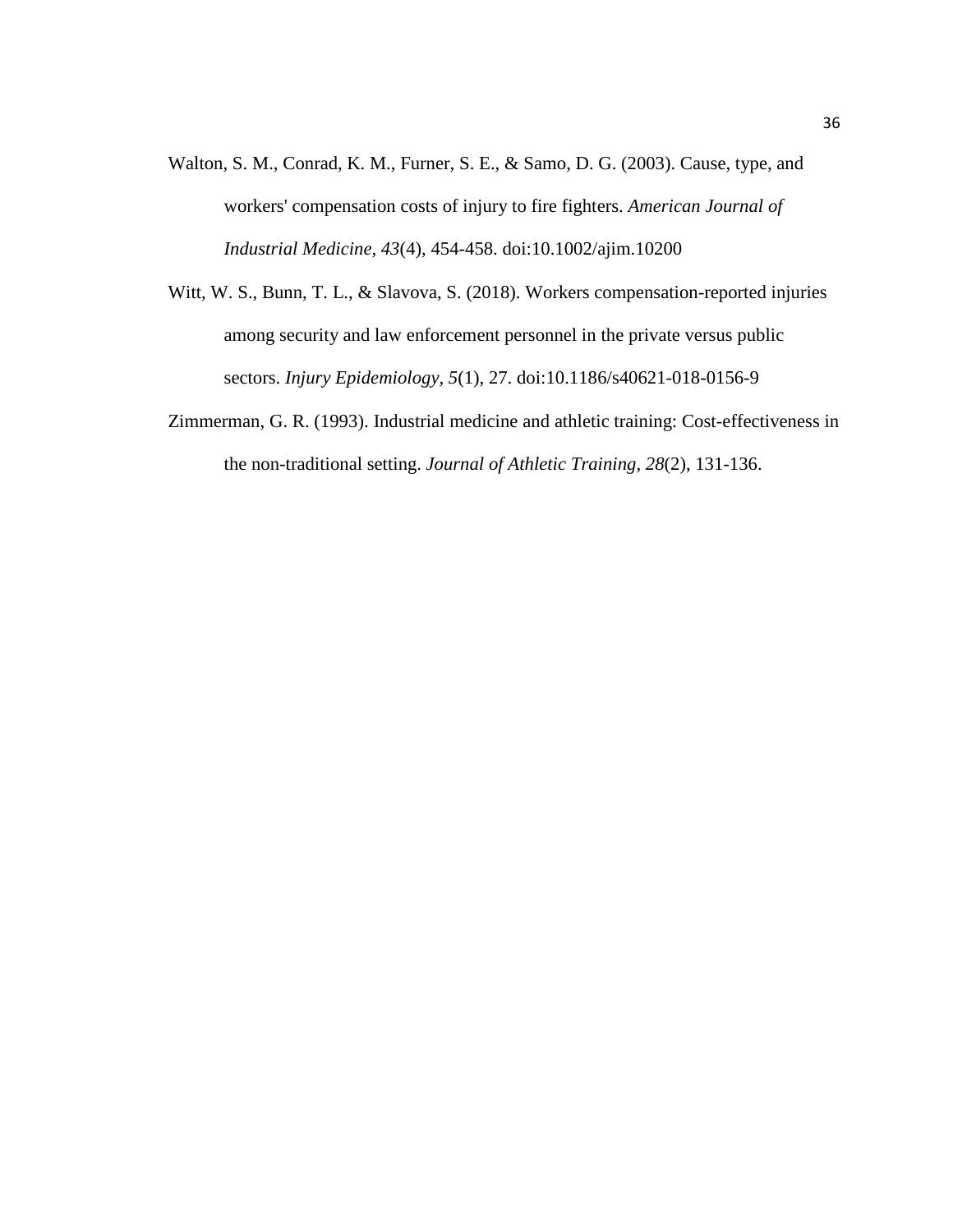Walton, S. M., Conrad, K. M., Furner, S. E., & Samo, D. G. (2003). Cause, type, and workers' compensation costs of injury to fire fighters. *American Journal of Industrial Medicine, 43*(4), 454-458. doi:10.1002/ajim.10200

Witt, W. S., Bunn, T. L., & Slavova, S. (2018). Workers compensation-reported injuries among security and law enforcement personnel in the private versus public sectors. *Injury Epidemiology, 5*(1), 27. doi:10.1186/s40621-018-0156-9

Zimmerman, G. R. (1993). Industrial medicine and athletic training: Cost-effectiveness in the non-traditional setting. *Journal of Athletic Training*, *28*(2), 131-136.